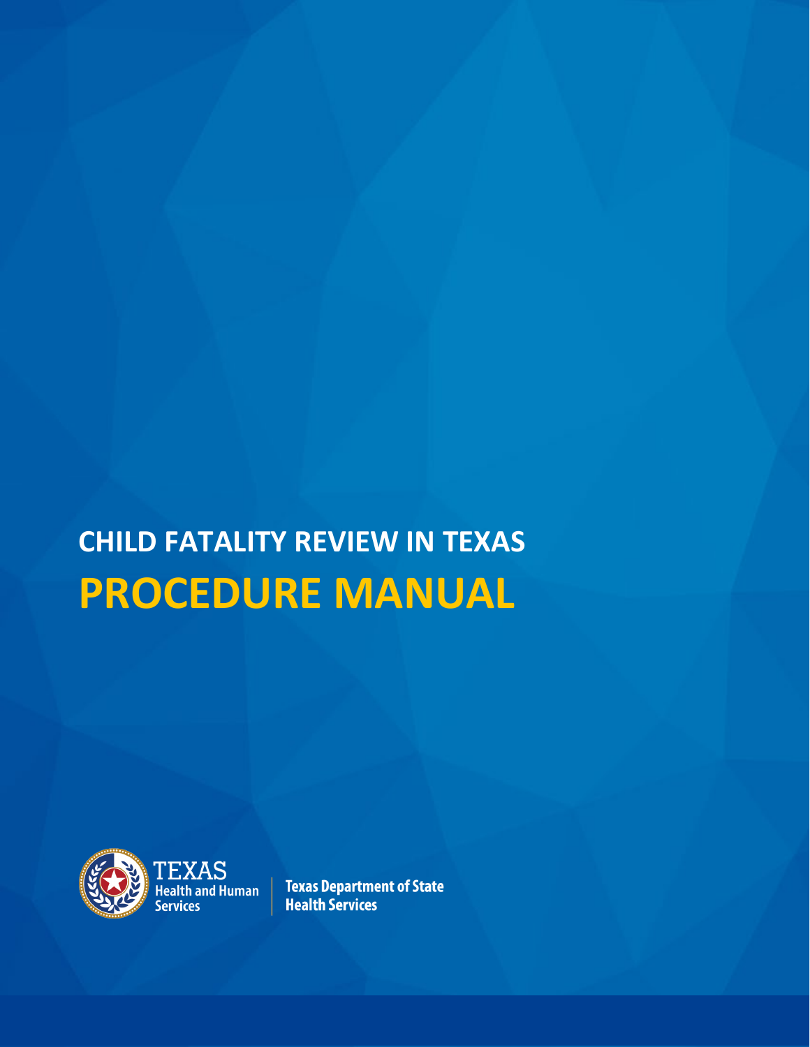# CHILD FATALITY REVIEW IN TEXAS

# PROCEDURE MANUAL

TEXAS Health and Human Services | Texas Department of State Health Services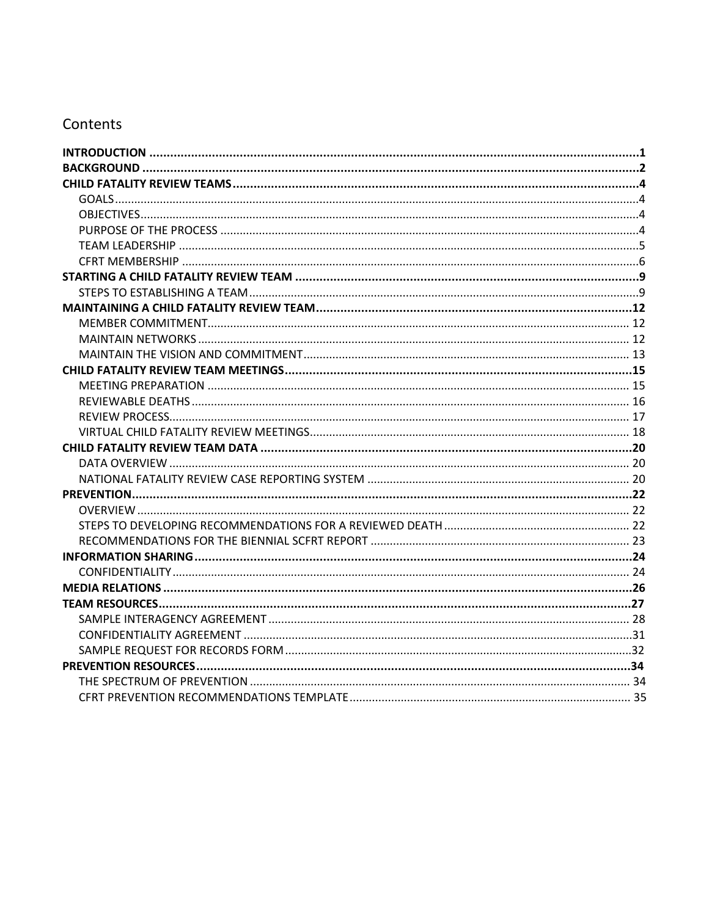# Contents

**INTRODUCTION** ..... **1**

**BACKGROUND** ..... **2**

**CHILD FATALITY REVIEW TEAMS** ..... **4**

- GOALS ..... 4
- OBJECTIVES ..... 4
- PURPOSE OF THE PROCESS ..... 4
- TEAM LEADERSHIP ..... 5
- CFRT MEMBERSHIP ..... 6

**STARTING A CHILD FATALITY REVIEW TEAM** ..... **9**

- STEPS TO ESTABLISHING A TEAM ..... 9

**MAINTAINING A CHILD FATALITY REVIEW TEAM** ..... **12**

- MEMBER COMMITMENT ..... 12
- MAINTAIN NETWORKS ..... 12
- MAINTAIN THE VISION AND COMMITMENT ..... 13

**CHILD FATALITY REVIEW TEAM MEETINGS** ..... **15**

- MEETING PREPARATION ..... 15
- REVIEWABLE DEATHS ..... 16
- REVIEW PROCESS ..... 17
- VIRTUAL CHILD FATALITY REVIEW MEETINGS ..... 18

**CHILD FATALITY REVIEW TEAM DATA** ..... **20**

- DATA OVERVIEW ..... 20
- NATIONAL FATALITY REVIEW CASE REPORTING SYSTEM ..... 20

**PREVENTION** ..... **22**

- OVERVIEW ..... 22
- STEPS TO DEVELOPING RECOMMENDATIONS FOR A REVIEWED DEATH ..... 22
- RECOMMENDATIONS FOR THE BIENNIAL SCFRT REPORT ..... 23

**INFORMATION SHARING** ..... **24**

- CONFIDENTIALITY ..... 24

**MEDIA RELATIONS** ..... **26**

**TEAM RESOURCES** ..... **27**

- SAMPLE INTERAGENCY AGREEMENT ..... 28
- CONFIDENTIALITY AGREEMENT ..... 31
- SAMPLE REQUEST FOR RECORDS FORM ..... 32

**PREVENTION RESOURCES** ..... **34**

- THE SPECTRUM OF PREVENTION ..... 34
- CFRT PREVENTION RECOMMENDATIONS TEMPLATE ..... 35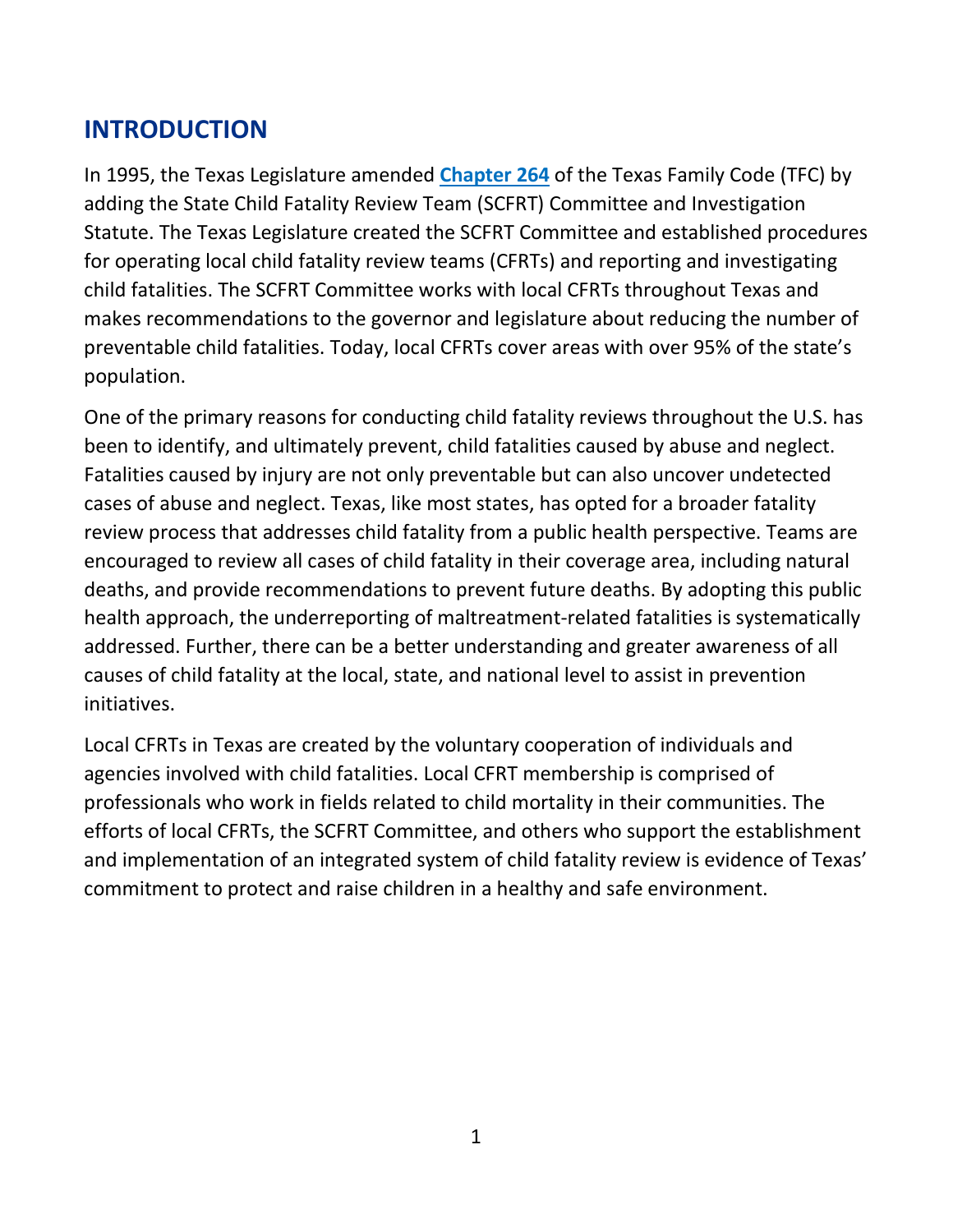## INTRODUCTION

In 1995, the Texas Legislature amended **Chapter 264** of the Texas Family Code (TFC) by adding the State Child Fatality Review Team (SCFRT) Committee and Investigation Statute. The Texas Legislature created the SCFRT Committee and established procedures for operating local child fatality review teams (CFRTs) and reporting and investigating child fatalities. The SCFRT Committee works with local CFRTs throughout Texas and makes recommendations to the governor and legislature about reducing the number of preventable child fatalities. Today, local CFRTs cover areas with over 95% of the state's population.

One of the primary reasons for conducting child fatality reviews throughout the U.S. has been to identify, and ultimately prevent, child fatalities caused by abuse and neglect. Fatalities caused by injury are not only preventable but can also uncover undetected cases of abuse and neglect. Texas, like most states, has opted for a broader fatality review process that addresses child fatality from a public health perspective. Teams are encouraged to review all cases of child fatality in their coverage area, including natural deaths, and provide recommendations to prevent future deaths. By adopting this public health approach, the underreporting of maltreatment-related fatalities is systematically addressed. Further, there can be a better understanding and greater awareness of all causes of child fatality at the local, state, and national level to assist in prevention initiatives.

Local CFRTs in Texas are created by the voluntary cooperation of individuals and agencies involved with child fatalities. Local CFRT membership is comprised of professionals who work in fields related to child mortality in their communities. The efforts of local CFRTs, the SCFRT Committee, and others who support the establishment and implementation of an integrated system of child fatality review is evidence of Texas' commitment to protect and raise children in a healthy and safe environment.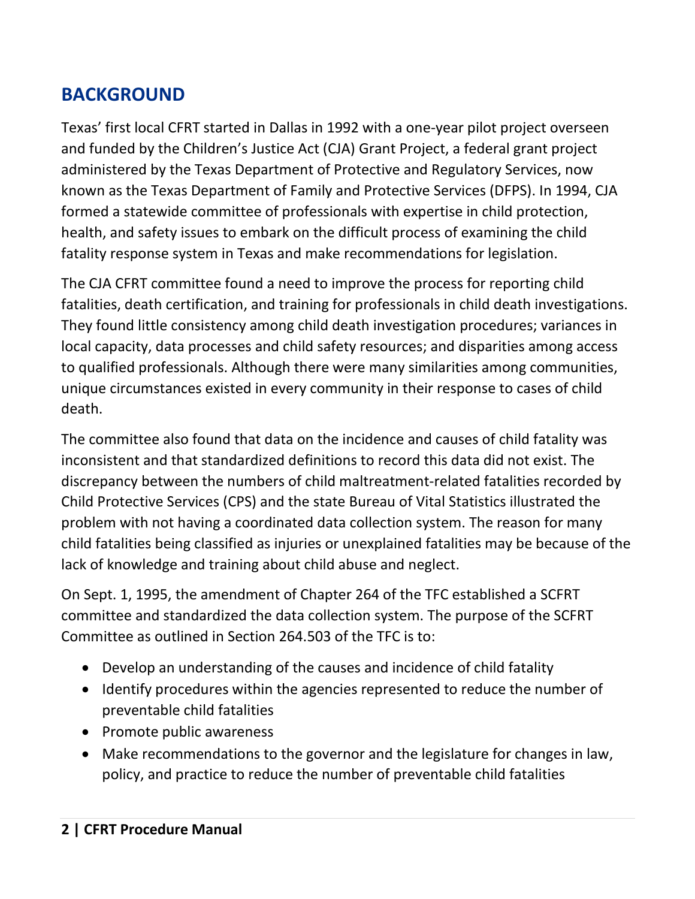## BACKGROUND

Texas' first local CFRT started in Dallas in 1992 with a one-year pilot project overseen and funded by the Children's Justice Act (CJA) Grant Project, a federal grant project administered by the Texas Department of Protective and Regulatory Services, now known as the Texas Department of Family and Protective Services (DFPS). In 1994, CJA formed a statewide committee of professionals with expertise in child protection, health, and safety issues to embark on the difficult process of examining the child fatality response system in Texas and make recommendations for legislation.

The CJA CFRT committee found a need to improve the process for reporting child fatalities, death certification, and training for professionals in child death investigations. They found little consistency among child death investigation procedures; variances in local capacity, data processes and child safety resources; and disparities among access to qualified professionals. Although there were many similarities among communities, unique circumstances existed in every community in their response to cases of child death.

The committee also found that data on the incidence and causes of child fatality was inconsistent and that standardized definitions to record this data did not exist. The discrepancy between the numbers of child maltreatment-related fatalities recorded by Child Protective Services (CPS) and the state Bureau of Vital Statistics illustrated the problem with not having a coordinated data collection system. The reason for many child fatalities being classified as injuries or unexplained fatalities may be because of the lack of knowledge and training about child abuse and neglect.

On Sept. 1, 1995, the amendment of Chapter 264 of the TFC established a SCFRT committee and standardized the data collection system. The purpose of the SCFRT Committee as outlined in Section 264.503 of the TFC is to:

- Develop an understanding of the causes and incidence of child fatality
- Identify procedures within the agencies represented to reduce the number of preventable child fatalities
- Promote public awareness
- Make recommendations to the governor and the legislature for changes in law, policy, and practice to reduce the number of preventable child fatalities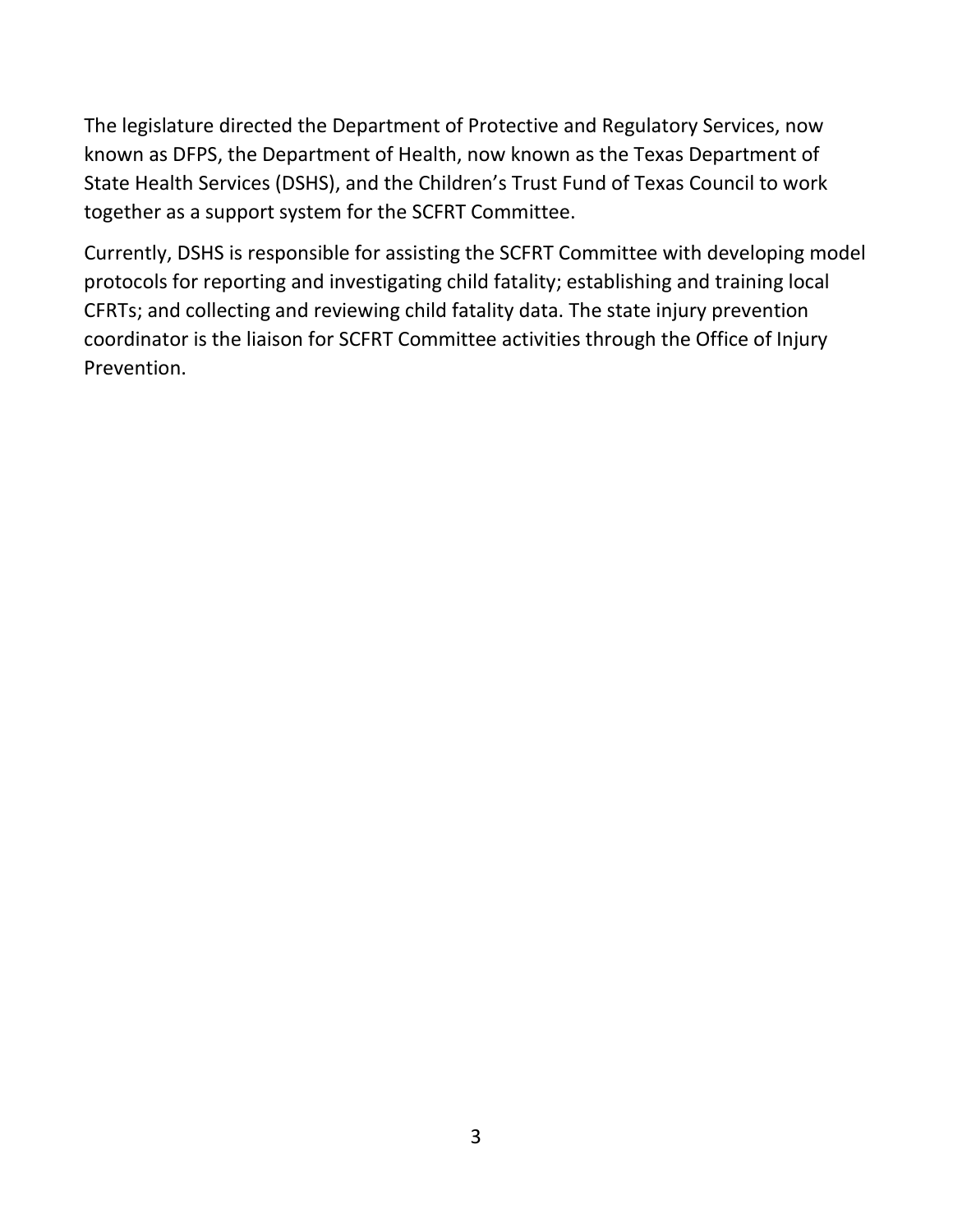The legislature directed the Department of Protective and Regulatory Services, now known as DFPS, the Department of Health, now known as the Texas Department of State Health Services (DSHS), and the Children's Trust Fund of Texas Council to work together as a support system for the SCFRT Committee.

Currently, DSHS is responsible for assisting the SCFRT Committee with developing model protocols for reporting and investigating child fatality; establishing and training local CFRTs; and collecting and reviewing child fatality data. The state injury prevention coordinator is the liaison for SCFRT Committee activities through the Office of Injury Prevention.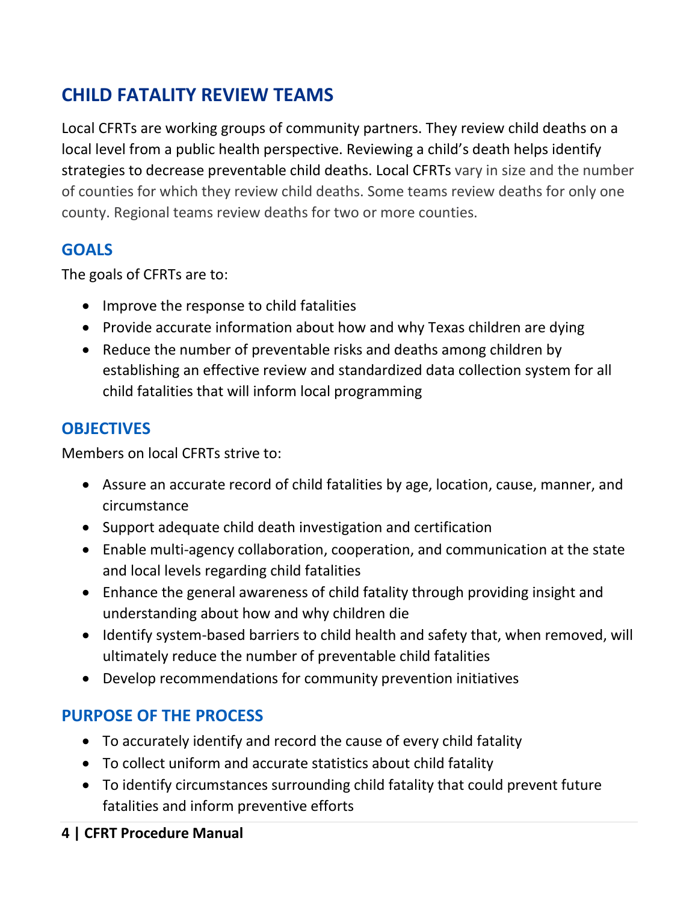# CHILD FATALITY REVIEW TEAMS

Local CFRTs are working groups of community partners. They review child deaths on a local level from a public health perspective. Reviewing a child's death helps identify strategies to decrease preventable child deaths. Local CFRTs vary in size and the number of counties for which they review child deaths. Some teams review deaths for only one county. Regional teams review deaths for two or more counties.

## GOALS

The goals of CFRTs are to:

- Improve the response to child fatalities
- Provide accurate information about how and why Texas children are dying
- Reduce the number of preventable risks and deaths among children by establishing an effective review and standardized data collection system for all child fatalities that will inform local programming

## OBJECTIVES

Members on local CFRTs strive to:

- Assure an accurate record of child fatalities by age, location, cause, manner, and circumstance
- Support adequate child death investigation and certification
- Enable multi-agency collaboration, cooperation, and communication at the state and local levels regarding child fatalities
- Enhance the general awareness of child fatality through providing insight and understanding about how and why children die
- Identify system-based barriers to child health and safety that, when removed, will ultimately reduce the number of preventable child fatalities
- Develop recommendations for community prevention initiatives

## PURPOSE OF THE PROCESS

- To accurately identify and record the cause of every child fatality
- To collect uniform and accurate statistics about child fatality
- To identify circumstances surrounding child fatality that could prevent future fatalities and inform preventive efforts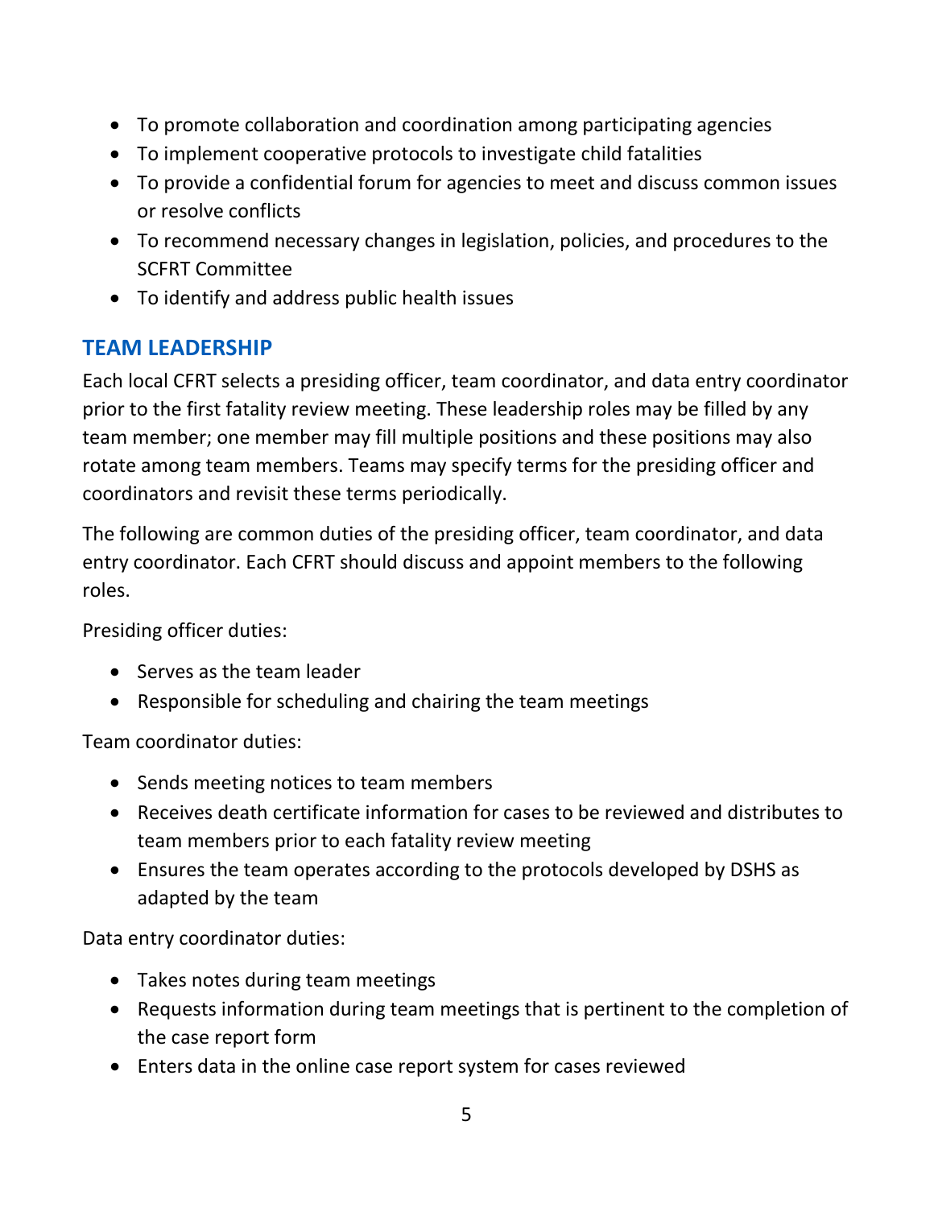- To promote collaboration and coordination among participating agencies
- To implement cooperative protocols to investigate child fatalities
- To provide a confidential forum for agencies to meet and discuss common issues or resolve conflicts
- To recommend necessary changes in legislation, policies, and procedures to the SCFRT Committee
- To identify and address public health issues

## TEAM LEADERSHIP

Each local CFRT selects a presiding officer, team coordinator, and data entry coordinator prior to the first fatality review meeting. These leadership roles may be filled by any team member; one member may fill multiple positions and these positions may also rotate among team members. Teams may specify terms for the presiding officer and coordinators and revisit these terms periodically.

The following are common duties of the presiding officer, team coordinator, and data entry coordinator. Each CFRT should discuss and appoint members to the following roles.

Presiding officer duties:

- Serves as the team leader
- Responsible for scheduling and chairing the team meetings

Team coordinator duties:

- Sends meeting notices to team members
- Receives death certificate information for cases to be reviewed and distributes to team members prior to each fatality review meeting
- Ensures the team operates according to the protocols developed by DSHS as adapted by the team

Data entry coordinator duties:

- Takes notes during team meetings
- Requests information during team meetings that is pertinent to the completion of the case report form
- Enters data in the online case report system for cases reviewed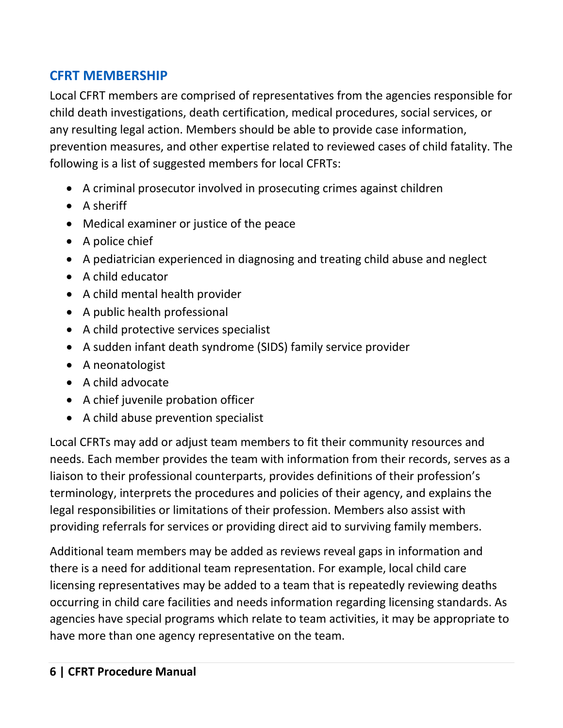## CFRT MEMBERSHIP

Local CFRT members are comprised of representatives from the agencies responsible for child death investigations, death certification, medical procedures, social services, or any resulting legal action. Members should be able to provide case information, prevention measures, and other expertise related to reviewed cases of child fatality. The following is a list of suggested members for local CFRTs:

- A criminal prosecutor involved in prosecuting crimes against children
- A sheriff
- Medical examiner or justice of the peace
- A police chief
- A pediatrician experienced in diagnosing and treating child abuse and neglect
- A child educator
- A child mental health provider
- A public health professional
- A child protective services specialist
- A sudden infant death syndrome (SIDS) family service provider
- A neonatologist
- A child advocate
- A chief juvenile probation officer
- A child abuse prevention specialist

Local CFRTs may add or adjust team members to fit their community resources and needs. Each member provides the team with information from their records, serves as a liaison to their professional counterparts, provides definitions of their profession's terminology, interprets the procedures and policies of their agency, and explains the legal responsibilities or limitations of their profession. Members also assist with providing referrals for services or providing direct aid to surviving family members.

Additional team members may be added as reviews reveal gaps in information and there is a need for additional team representation. For example, local child care licensing representatives may be added to a team that is repeatedly reviewing deaths occurring in child care facilities and needs information regarding licensing standards. As agencies have special programs which relate to team activities, it may be appropriate to have more than one agency representative on the team.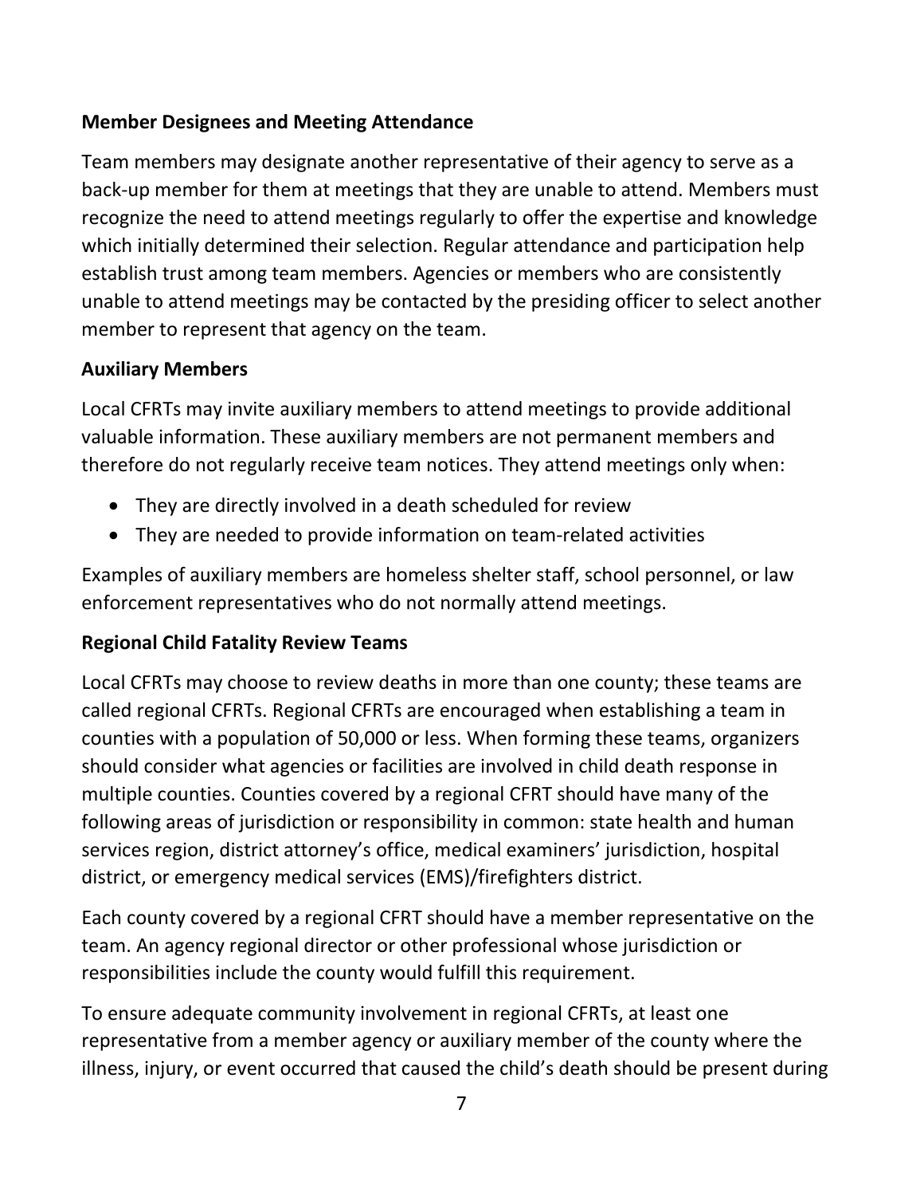**Member Designees and Meeting Attendance**

Team members may designate another representative of their agency to serve as a back-up member for them at meetings that they are unable to attend. Members must recognize the need to attend meetings regularly to offer the expertise and knowledge which initially determined their selection. Regular attendance and participation help establish trust among team members. Agencies or members who are consistently unable to attend meetings may be contacted by the presiding officer to select another member to represent that agency on the team.

**Auxiliary Members**

Local CFRTs may invite auxiliary members to attend meetings to provide additional valuable information. These auxiliary members are not permanent members and therefore do not regularly receive team notices. They attend meetings only when:

- They are directly involved in a death scheduled for review
- They are needed to provide information on team-related activities

Examples of auxiliary members are homeless shelter staff, school personnel, or law enforcement representatives who do not normally attend meetings.

**Regional Child Fatality Review Teams**

Local CFRTs may choose to review deaths in more than one county; these teams are called regional CFRTs. Regional CFRTs are encouraged when establishing a team in counties with a population of 50,000 or less. When forming these teams, organizers should consider what agencies or facilities are involved in child death response in multiple counties. Counties covered by a regional CFRT should have many of the following areas of jurisdiction or responsibility in common: state health and human services region, district attorney's office, medical examiners' jurisdiction, hospital district, or emergency medical services (EMS)/firefighters district.

Each county covered by a regional CFRT should have a member representative on the team. An agency regional director or other professional whose jurisdiction or responsibilities include the county would fulfill this requirement.

To ensure adequate community involvement in regional CFRTs, at least one representative from a member agency or auxiliary member of the county where the illness, injury, or event occurred that caused the child's death should be present during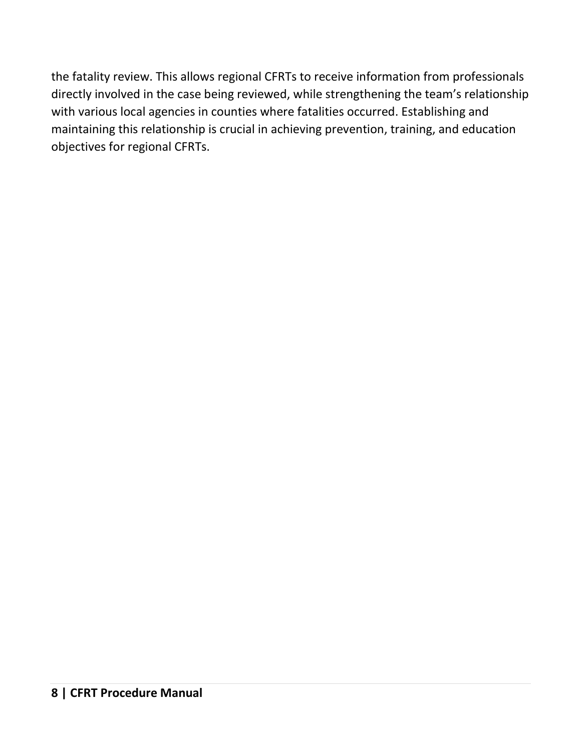the fatality review. This allows regional CFRTs to receive information from professionals directly involved in the case being reviewed, while strengthening the team's relationship with various local agencies in counties where fatalities occurred. Establishing and maintaining this relationship is crucial in achieving prevention, training, and education objectives for regional CFRTs.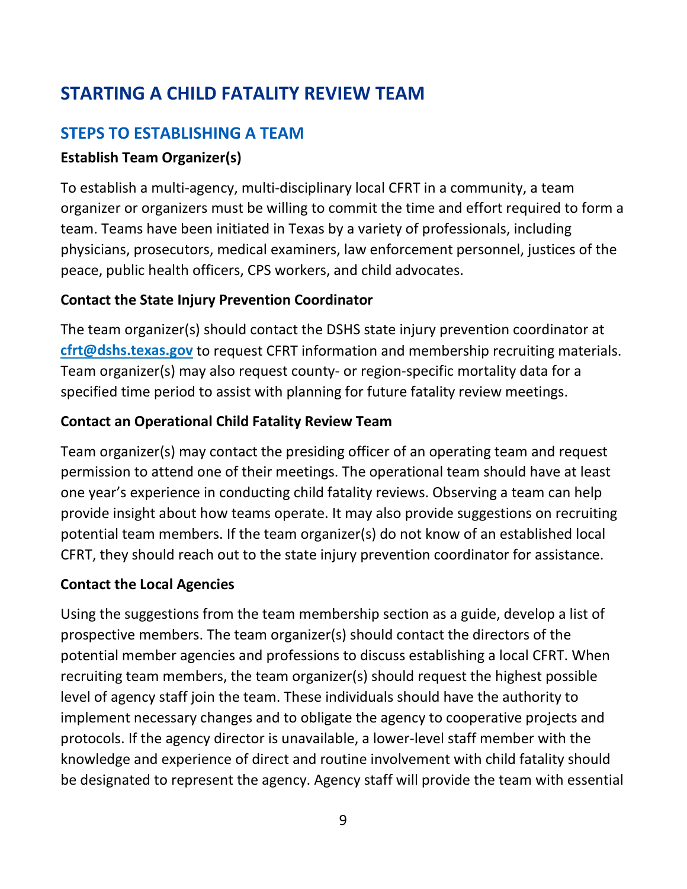# STARTING A CHILD FATALITY REVIEW TEAM

## STEPS TO ESTABLISHING A TEAM

### Establish Team Organizer(s)

To establish a multi-agency, multi-disciplinary local CFRT in a community, a team organizer or organizers must be willing to commit the time and effort required to form a team. Teams have been initiated in Texas by a variety of professionals, including physicians, prosecutors, medical examiners, law enforcement personnel, justices of the peace, public health officers, CPS workers, and child advocates.

### Contact the State Injury Prevention Coordinator

The team organizer(s) should contact the DSHS state injury prevention coordinator at **cfrt@dshs.texas.gov** to request CFRT information and membership recruiting materials. Team organizer(s) may also request county- or region-specific mortality data for a specified time period to assist with planning for future fatality review meetings.

### Contact an Operational Child Fatality Review Team

Team organizer(s) may contact the presiding officer of an operating team and request permission to attend one of their meetings. The operational team should have at least one year's experience in conducting child fatality reviews. Observing a team can help provide insight about how teams operate. It may also provide suggestions on recruiting potential team members. If the team organizer(s) do not know of an established local CFRT, they should reach out to the state injury prevention coordinator for assistance.

### Contact the Local Agencies

Using the suggestions from the team membership section as a guide, develop a list of prospective members. The team organizer(s) should contact the directors of the potential member agencies and professions to discuss establishing a local CFRT. When recruiting team members, the team organizer(s) should request the highest possible level of agency staff join the team. These individuals should have the authority to implement necessary changes and to obligate the agency to cooperative projects and protocols. If the agency director is unavailable, a lower-level staff member with the knowledge and experience of direct and routine involvement with child fatality should be designated to represent the agency. Agency staff will provide the team with essential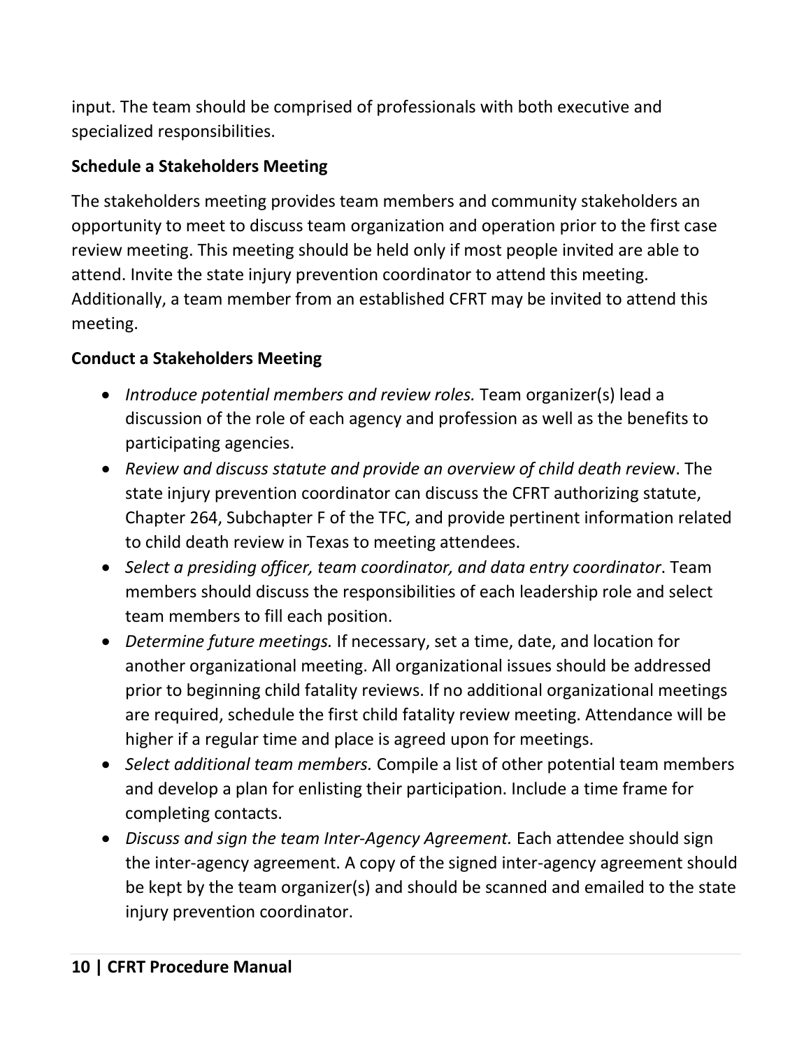input. The team should be comprised of professionals with both executive and specialized responsibilities.

**Schedule a Stakeholders Meeting**

The stakeholders meeting provides team members and community stakeholders an opportunity to meet to discuss team organization and operation prior to the first case review meeting. This meeting should be held only if most people invited are able to attend. Invite the state injury prevention coordinator to attend this meeting. Additionally, a team member from an established CFRT may be invited to attend this meeting.

**Conduct a Stakeholders Meeting**

- *Introduce potential members and review roles.* Team organizer(s) lead a discussion of the role of each agency and profession as well as the benefits to participating agencies.
- *Review and discuss statute and provide an overview of child death review*. The state injury prevention coordinator can discuss the CFRT authorizing statute, Chapter 264, Subchapter F of the TFC, and provide pertinent information related to child death review in Texas to meeting attendees.
- *Select a presiding officer, team coordinator, and data entry coordinator*. Team members should discuss the responsibilities of each leadership role and select team members to fill each position.
- *Determine future meetings.* If necessary, set a time, date, and location for another organizational meeting. All organizational issues should be addressed prior to beginning child fatality reviews. If no additional organizational meetings are required, schedule the first child fatality review meeting. Attendance will be higher if a regular time and place is agreed upon for meetings.
- *Select additional team members.* Compile a list of other potential team members and develop a plan for enlisting their participation. Include a time frame for completing contacts.
- *Discuss and sign the team Inter-Agency Agreement.* Each attendee should sign the inter-agency agreement. A copy of the signed inter-agency agreement should be kept by the team organizer(s) and should be scanned and emailed to the state injury prevention coordinator.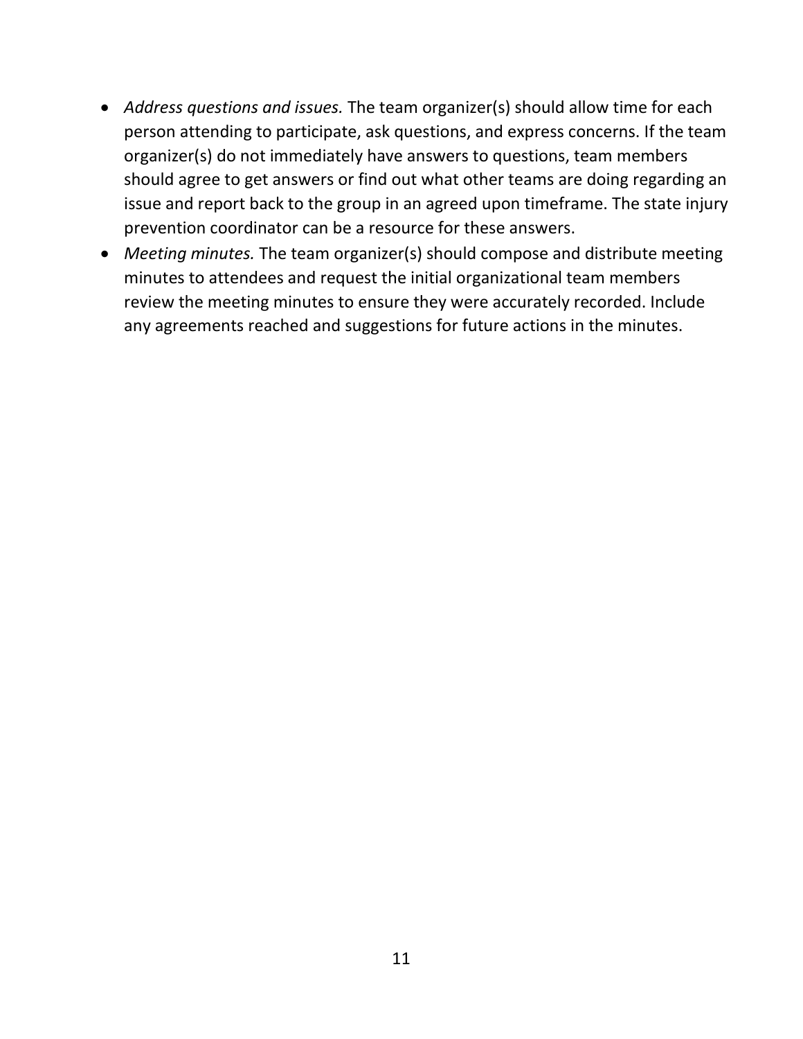- *Address questions and issues.* The team organizer(s) should allow time for each person attending to participate, ask questions, and express concerns. If the team organizer(s) do not immediately have answers to questions, team members should agree to get answers or find out what other teams are doing regarding an issue and report back to the group in an agreed upon timeframe. The state injury prevention coordinator can be a resource for these answers.
- *Meeting minutes.* The team organizer(s) should compose and distribute meeting minutes to attendees and request the initial organizational team members review the meeting minutes to ensure they were accurately recorded. Include any agreements reached and suggestions for future actions in the minutes.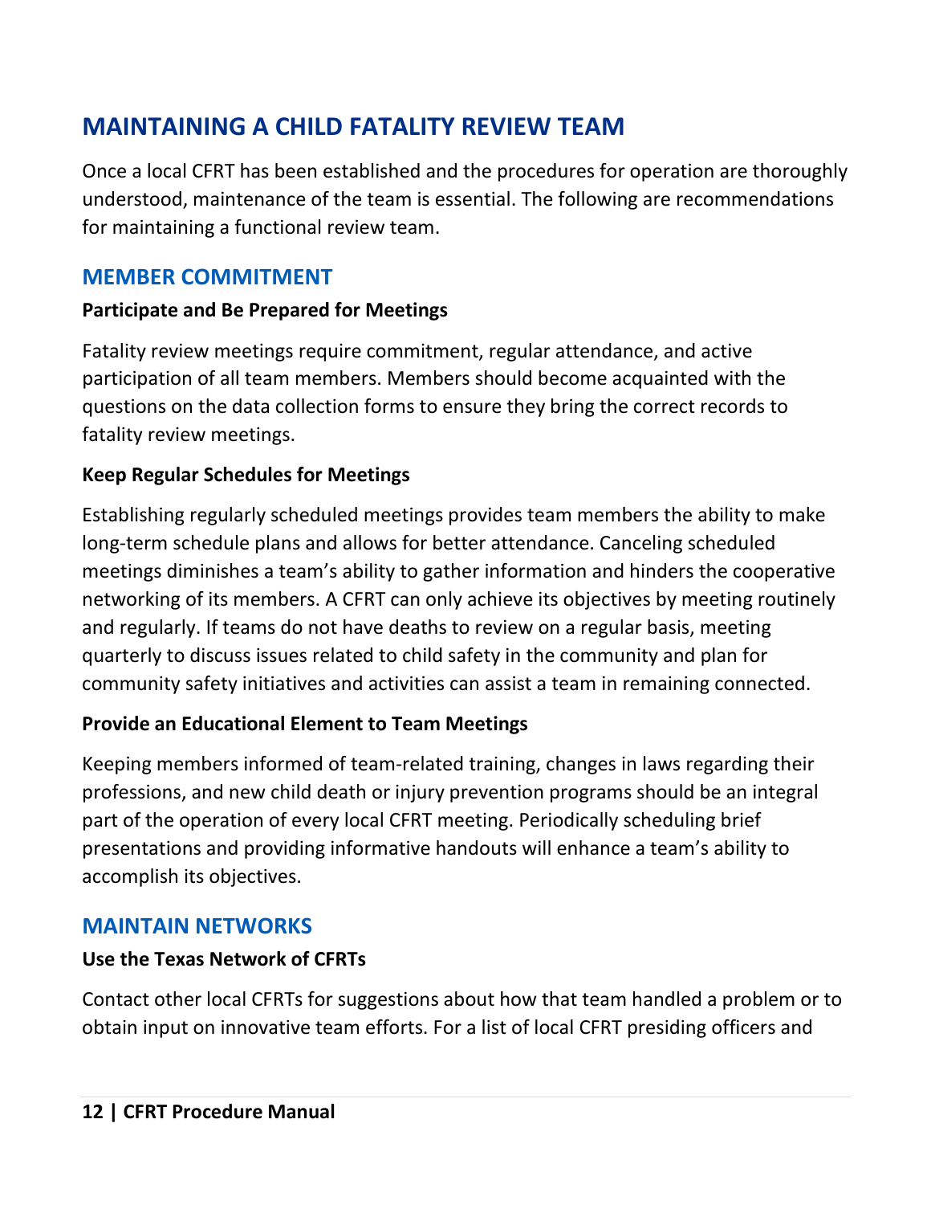# MAINTAINING A CHILD FATALITY REVIEW TEAM

Once a local CFRT has been established and the procedures for operation are thoroughly understood, maintenance of the team is essential. The following are recommendations for maintaining a functional review team.

## MEMBER COMMITMENT

**Participate and Be Prepared for Meetings**

Fatality review meetings require commitment, regular attendance, and active participation of all team members. Members should become acquainted with the questions on the data collection forms to ensure they bring the correct records to fatality review meetings.

**Keep Regular Schedules for Meetings**

Establishing regularly scheduled meetings provides team members the ability to make long-term schedule plans and allows for better attendance. Canceling scheduled meetings diminishes a team's ability to gather information and hinders the cooperative networking of its members. A CFRT can only achieve its objectives by meeting routinely and regularly. If teams do not have deaths to review on a regular basis, meeting quarterly to discuss issues related to child safety in the community and plan for community safety initiatives and activities can assist a team in remaining connected.

**Provide an Educational Element to Team Meetings**

Keeping members informed of team-related training, changes in laws regarding their professions, and new child death or injury prevention programs should be an integral part of the operation of every local CFRT meeting. Periodically scheduling brief presentations and providing informative handouts will enhance a team's ability to accomplish its objectives.

## MAINTAIN NETWORKS

**Use the Texas Network of CFRTs**

Contact other local CFRTs for suggestions about how that team handled a problem or to obtain input on innovative team efforts. For a list of local CFRT presiding officers and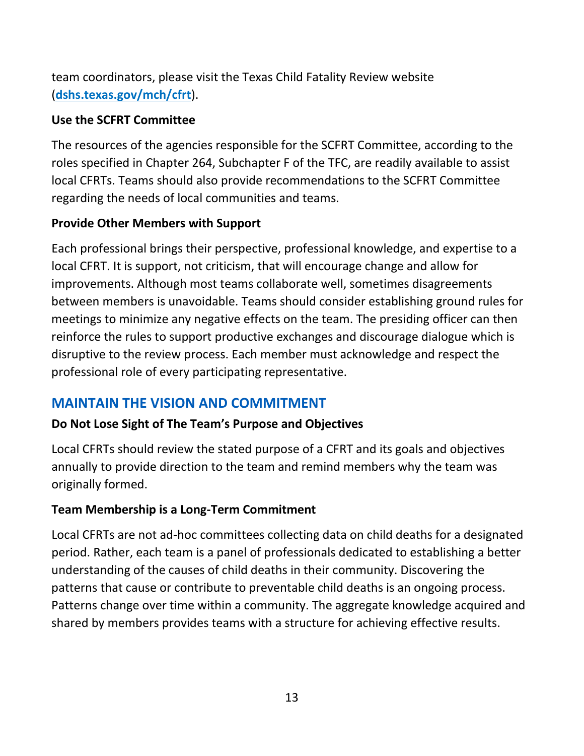team coordinators, please visit the Texas Child Fatality Review website (**dshs.texas.gov/mch/cfrt**).

**Use the SCFRT Committee**

The resources of the agencies responsible for the SCFRT Committee, according to the roles specified in Chapter 264, Subchapter F of the TFC, are readily available to assist local CFRTs. Teams should also provide recommendations to the SCFRT Committee regarding the needs of local communities and teams.

**Provide Other Members with Support**

Each professional brings their perspective, professional knowledge, and expertise to a local CFRT. It is support, not criticism, that will encourage change and allow for improvements. Although most teams collaborate well, sometimes disagreements between members is unavoidable. Teams should consider establishing ground rules for meetings to minimize any negative effects on the team. The presiding officer can then reinforce the rules to support productive exchanges and discourage dialogue which is disruptive to the review process. Each member must acknowledge and respect the professional role of every participating representative.

## MAINTAIN THE VISION AND COMMITMENT

**Do Not Lose Sight of The Team's Purpose and Objectives**

Local CFRTs should review the stated purpose of a CFRT and its goals and objectives annually to provide direction to the team and remind members why the team was originally formed.

**Team Membership is a Long-Term Commitment**

Local CFRTs are not ad-hoc committees collecting data on child deaths for a designated period. Rather, each team is a panel of professionals dedicated to establishing a better understanding of the causes of child deaths in their community. Discovering the patterns that cause or contribute to preventable child deaths is an ongoing process. Patterns change over time within a community. The aggregate knowledge acquired and shared by members provides teams with a structure for achieving effective results.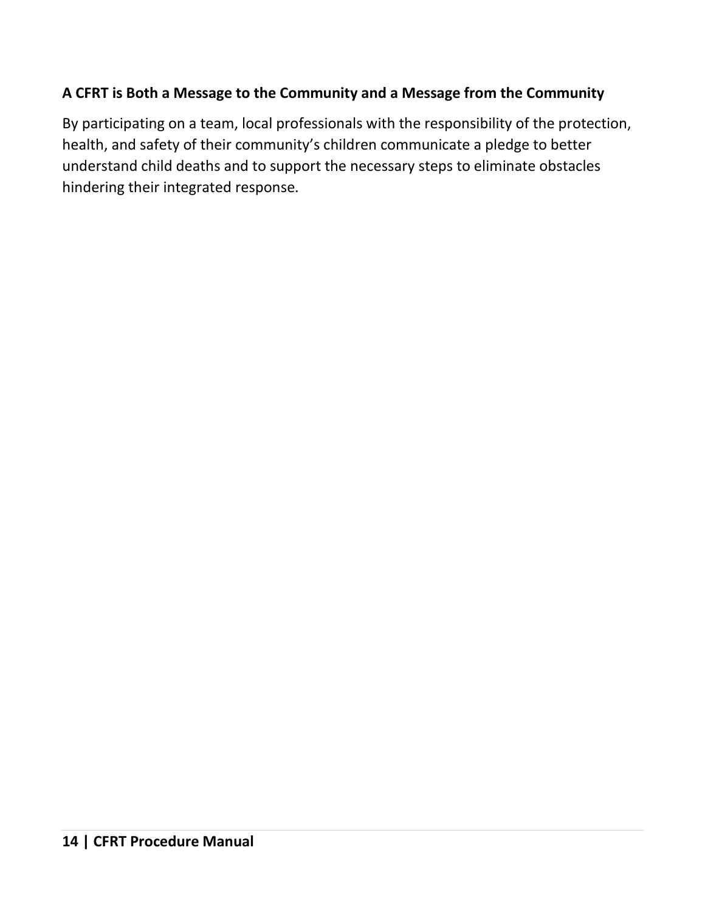### A CFRT is Both a Message to the Community and a Message from the Community

By participating on a team, local professionals with the responsibility of the protection, health, and safety of their community's children communicate a pledge to better understand child deaths and to support the necessary steps to eliminate obstacles hindering their integrated response.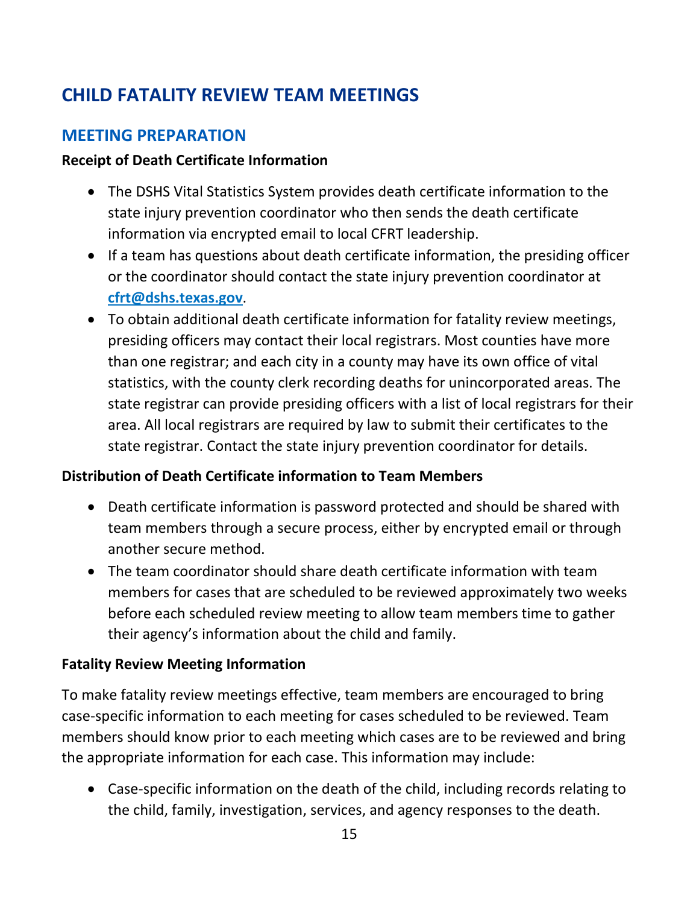# CHILD FATALITY REVIEW TEAM MEETINGS

## MEETING PREPARATION

**Receipt of Death Certificate Information**

- The DSHS Vital Statistics System provides death certificate information to the state injury prevention coordinator who then sends the death certificate information via encrypted email to local CFRT leadership.
- If a team has questions about death certificate information, the presiding officer or the coordinator should contact the state injury prevention coordinator at **cfrt@dshs.texas.gov**.
- To obtain additional death certificate information for fatality review meetings, presiding officers may contact their local registrars. Most counties have more than one registrar; and each city in a county may have its own office of vital statistics, with the county clerk recording deaths for unincorporated areas. The state registrar can provide presiding officers with a list of local registrars for their area. All local registrars are required by law to submit their certificates to the state registrar. Contact the state injury prevention coordinator for details.

**Distribution of Death Certificate information to Team Members**

- Death certificate information is password protected and should be shared with team members through a secure process, either by encrypted email or through another secure method.
- The team coordinator should share death certificate information with team members for cases that are scheduled to be reviewed approximately two weeks before each scheduled review meeting to allow team members time to gather their agency's information about the child and family.

**Fatality Review Meeting Information**

To make fatality review meetings effective, team members are encouraged to bring case-specific information to each meeting for cases scheduled to be reviewed. Team members should know prior to each meeting which cases are to be reviewed and bring the appropriate information for each case. This information may include:

- Case-specific information on the death of the child, including records relating to the child, family, investigation, services, and agency responses to the death.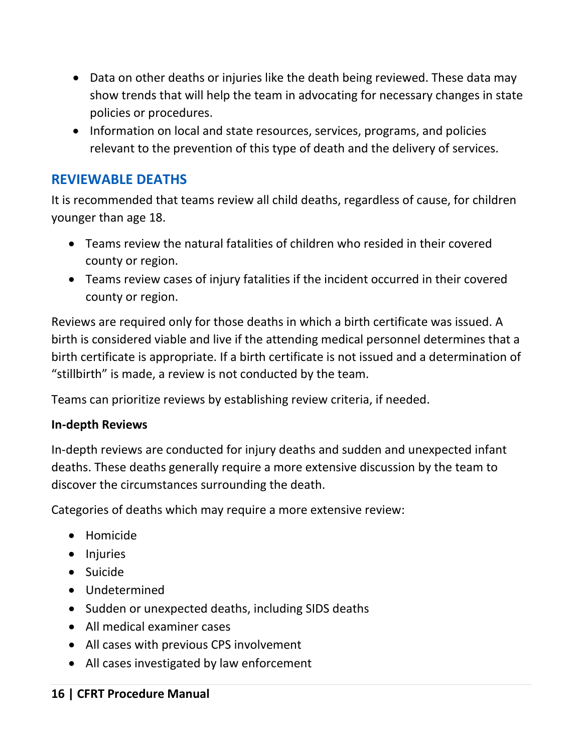- Data on other deaths or injuries like the death being reviewed. These data may show trends that will help the team in advocating for necessary changes in state policies or procedures.
- Information on local and state resources, services, programs, and policies relevant to the prevention of this type of death and the delivery of services.

## REVIEWABLE DEATHS

It is recommended that teams review all child deaths, regardless of cause, for children younger than age 18.

- Teams review the natural fatalities of children who resided in their covered county or region.
- Teams review cases of injury fatalities if the incident occurred in their covered county or region.

Reviews are required only for those deaths in which a birth certificate was issued. A birth is considered viable and live if the attending medical personnel determines that a birth certificate is appropriate. If a birth certificate is not issued and a determination of "stillbirth" is made, a review is not conducted by the team.

Teams can prioritize reviews by establishing review criteria, if needed.

### In-depth Reviews

In-depth reviews are conducted for injury deaths and sudden and unexpected infant deaths. These deaths generally require a more extensive discussion by the team to discover the circumstances surrounding the death.

Categories of deaths which may require a more extensive review:

- Homicide
- Injuries
- Suicide
- Undetermined
- Sudden or unexpected deaths, including SIDS deaths
- All medical examiner cases
- All cases with previous CPS involvement
- All cases investigated by law enforcement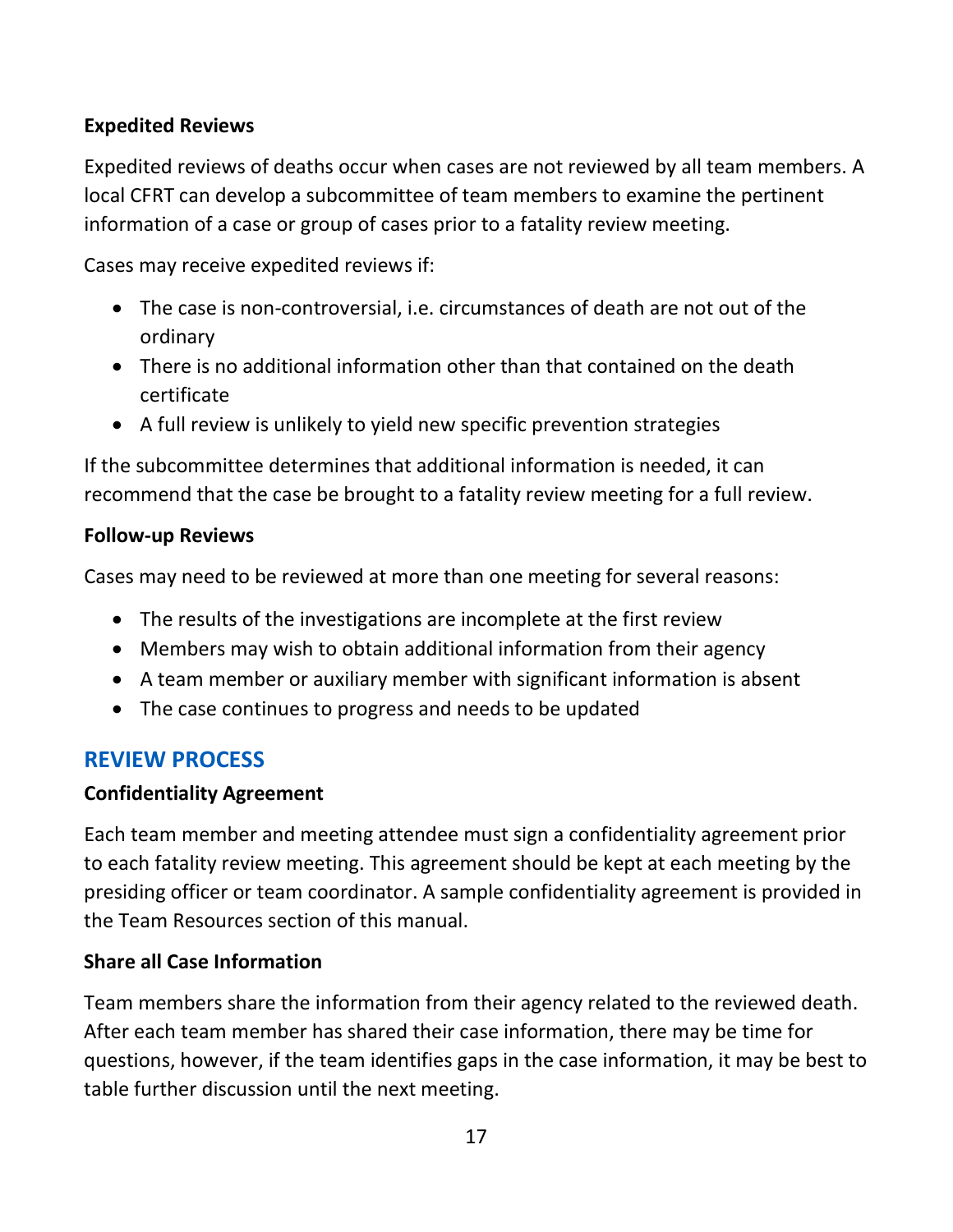### Expedited Reviews

Expedited reviews of deaths occur when cases are not reviewed by all team members. A local CFRT can develop a subcommittee of team members to examine the pertinent information of a case or group of cases prior to a fatality review meeting.

Cases may receive expedited reviews if:

- The case is non-controversial, i.e. circumstances of death are not out of the ordinary
- There is no additional information other than that contained on the death certificate
- A full review is unlikely to yield new specific prevention strategies

If the subcommittee determines that additional information is needed, it can recommend that the case be brought to a fatality review meeting for a full review.

### Follow-up Reviews

Cases may need to be reviewed at more than one meeting for several reasons:

- The results of the investigations are incomplete at the first review
- Members may wish to obtain additional information from their agency
- A team member or auxiliary member with significant information is absent
- The case continues to progress and needs to be updated

## REVIEW PROCESS

### Confidentiality Agreement

Each team member and meeting attendee must sign a confidentiality agreement prior to each fatality review meeting. This agreement should be kept at each meeting by the presiding officer or team coordinator. A sample confidentiality agreement is provided in the Team Resources section of this manual.

### Share all Case Information

Team members share the information from their agency related to the reviewed death. After each team member has shared their case information, there may be time for questions, however, if the team identifies gaps in the case information, it may be best to table further discussion until the next meeting.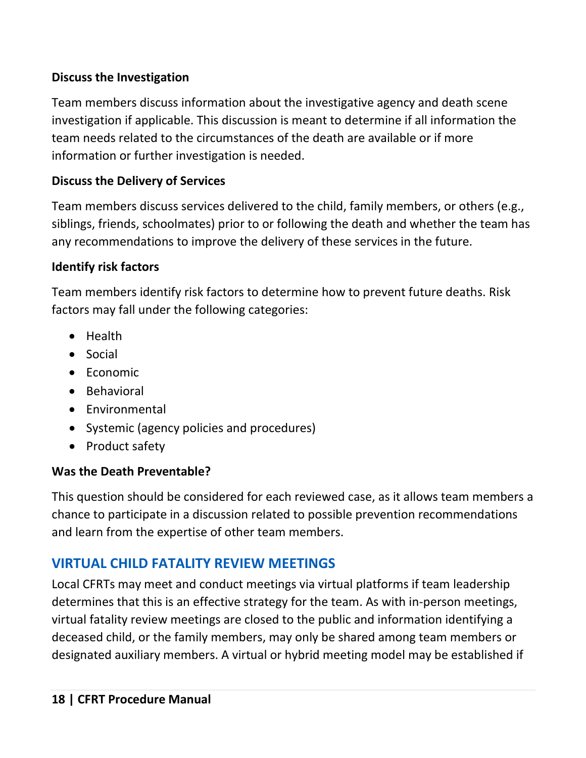### Discuss the Investigation

Team members discuss information about the investigative agency and death scene investigation if applicable. This discussion is meant to determine if all information the team needs related to the circumstances of the death are available or if more information or further investigation is needed.

### Discuss the Delivery of Services

Team members discuss services delivered to the child, family members, or others (e.g., siblings, friends, schoolmates) prior to or following the death and whether the team has any recommendations to improve the delivery of these services in the future.

### Identify risk factors

Team members identify risk factors to determine how to prevent future deaths. Risk factors may fall under the following categories:

- Health
- Social
- Economic
- Behavioral
- Environmental
- Systemic (agency policies and procedures)
- Product safety

### Was the Death Preventable?

This question should be considered for each reviewed case, as it allows team members a chance to participate in a discussion related to possible prevention recommendations and learn from the expertise of other team members.

## VIRTUAL CHILD FATALITY REVIEW MEETINGS

Local CFRTs may meet and conduct meetings via virtual platforms if team leadership determines that this is an effective strategy for the team. As with in-person meetings, virtual fatality review meetings are closed to the public and information identifying a deceased child, or the family members, may only be shared among team members or designated auxiliary members. A virtual or hybrid meeting model may be established if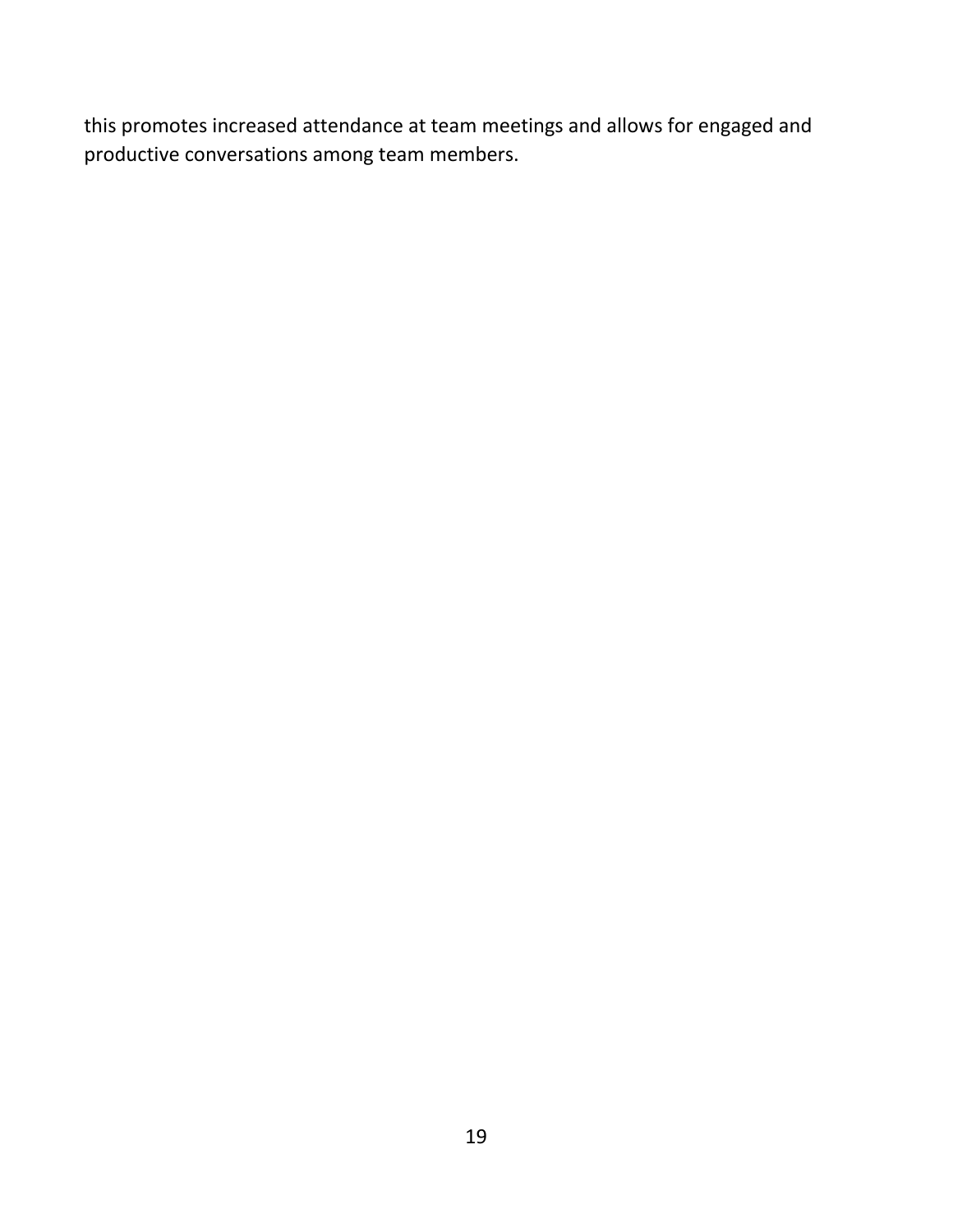this promotes increased attendance at team meetings and allows for engaged and productive conversations among team members.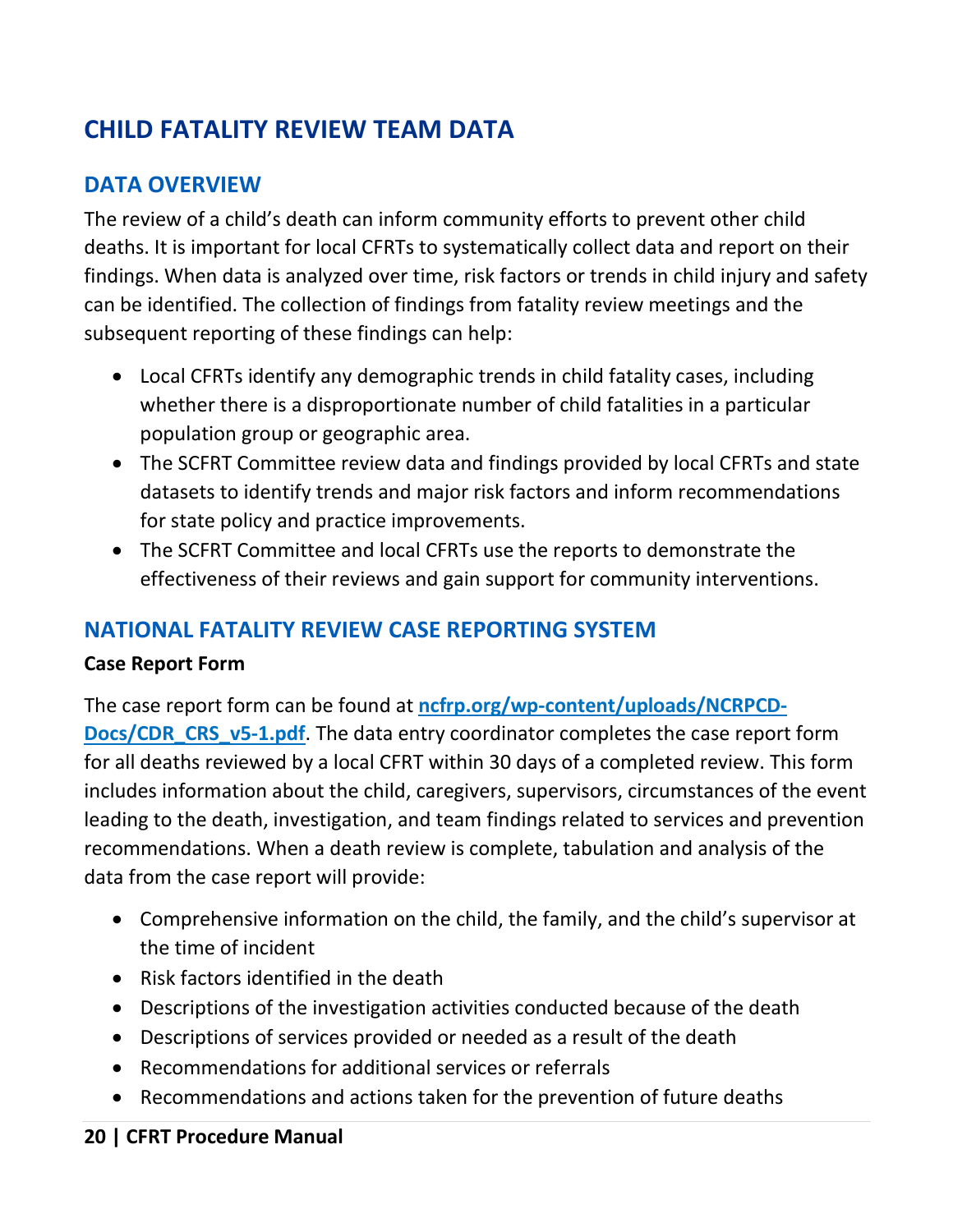# CHILD FATALITY REVIEW TEAM DATA

## DATA OVERVIEW

The review of a child's death can inform community efforts to prevent other child deaths. It is important for local CFRTs to systematically collect data and report on their findings. When data is analyzed over time, risk factors or trends in child injury and safety can be identified. The collection of findings from fatality review meetings and the subsequent reporting of these findings can help:

- Local CFRTs identify any demographic trends in child fatality cases, including whether there is a disproportionate number of child fatalities in a particular population group or geographic area.
- The SCFRT Committee review data and findings provided by local CFRTs and state datasets to identify trends and major risk factors and inform recommendations for state policy and practice improvements.
- The SCFRT Committee and local CFRTs use the reports to demonstrate the effectiveness of their reviews and gain support for community interventions.

## NATIONAL FATALITY REVIEW CASE REPORTING SYSTEM

**Case Report Form**

The case report form can be found at **[ncfrp.org/wp-content/uploads/NCRPCD-Docs/CDR_CRS_v5-1.pdf](ncfrp.org/wp-content/uploads/NCRPCD-Docs/CDR_CRS_v5-1.pdf)**. The data entry coordinator completes the case report form for all deaths reviewed by a local CFRT within 30 days of a completed review. This form includes information about the child, caregivers, supervisors, circumstances of the event leading to the death, investigation, and team findings related to services and prevention recommendations. When a death review is complete, tabulation and analysis of the data from the case report will provide:

- Comprehensive information on the child, the family, and the child's supervisor at the time of incident
- Risk factors identified in the death
- Descriptions of the investigation activities conducted because of the death
- Descriptions of services provided or needed as a result of the death
- Recommendations for additional services or referrals
- Recommendations and actions taken for the prevention of future deaths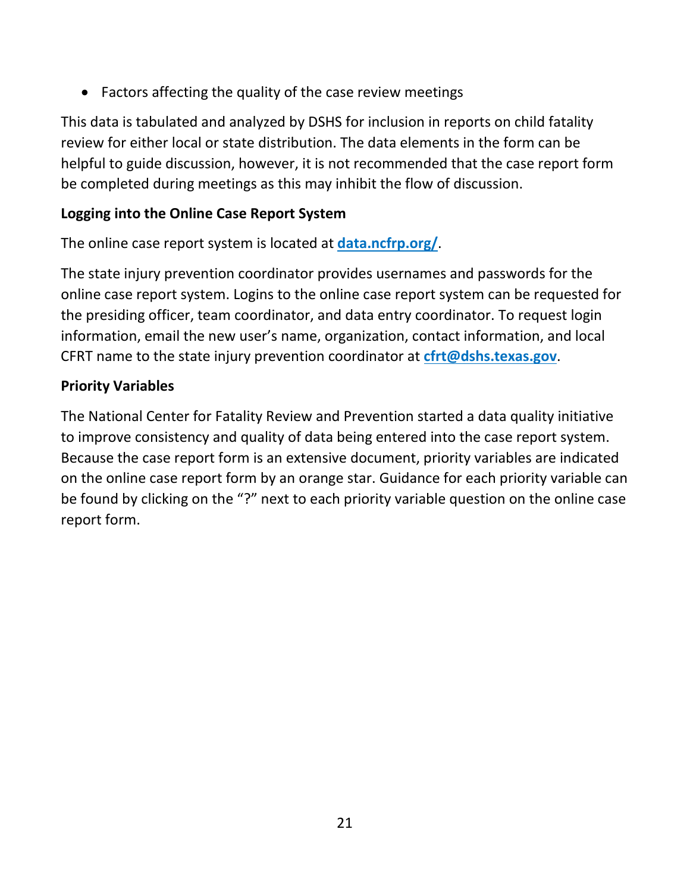- Factors affecting the quality of the case review meetings

This data is tabulated and analyzed by DSHS for inclusion in reports on child fatality review for either local or state distribution. The data elements in the form can be helpful to guide discussion, however, it is not recommended that the case report form be completed during meetings as this may inhibit the flow of discussion.

**Logging into the Online Case Report System**

The online case report system is located at **data.ncfrp.org/**.

The state injury prevention coordinator provides usernames and passwords for the online case report system. Logins to the online case report system can be requested for the presiding officer, team coordinator, and data entry coordinator. To request login information, email the new user's name, organization, contact information, and local CFRT name to the state injury prevention coordinator at **cfrt@dshs.texas.gov**.

**Priority Variables**

The National Center for Fatality Review and Prevention started a data quality initiative to improve consistency and quality of data being entered into the case report system. Because the case report form is an extensive document, priority variables are indicated on the online case report form by an orange star. Guidance for each priority variable can be found by clicking on the "?" next to each priority variable question on the online case report form.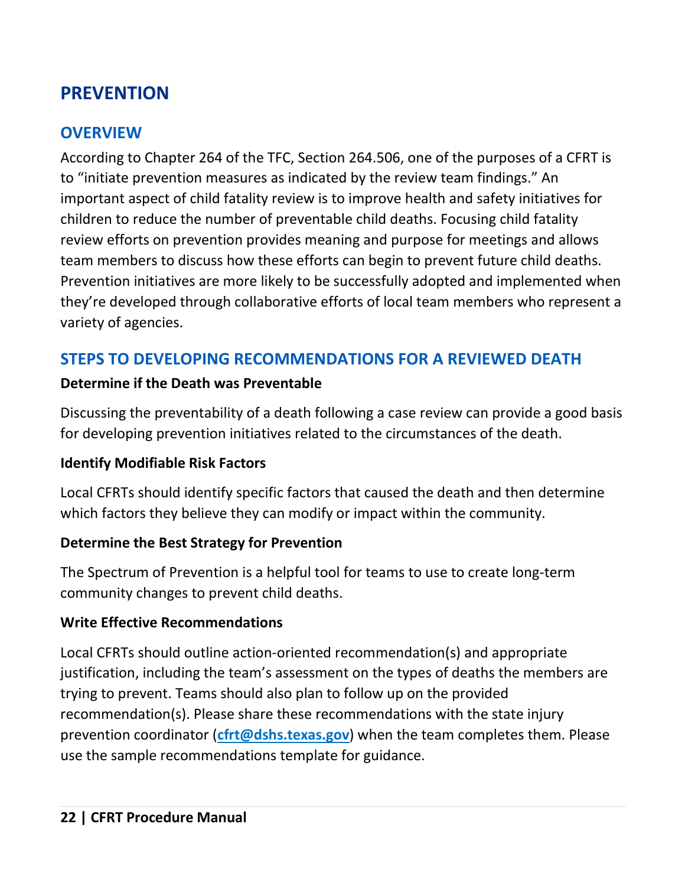# PREVENTION

## OVERVIEW

According to Chapter 264 of the TFC, Section 264.506, one of the purposes of a CFRT is to "initiate prevention measures as indicated by the review team findings." An important aspect of child fatality review is to improve health and safety initiatives for children to reduce the number of preventable child deaths. Focusing child fatality review efforts on prevention provides meaning and purpose for meetings and allows team members to discuss how these efforts can begin to prevent future child deaths. Prevention initiatives are more likely to be successfully adopted and implemented when they're developed through collaborative efforts of local team members who represent a variety of agencies.

## STEPS TO DEVELOPING RECOMMENDATIONS FOR A REVIEWED DEATH

**Determine if the Death was Preventable**

Discussing the preventability of a death following a case review can provide a good basis for developing prevention initiatives related to the circumstances of the death.

**Identify Modifiable Risk Factors**

Local CFRTs should identify specific factors that caused the death and then determine which factors they believe they can modify or impact within the community.

**Determine the Best Strategy for Prevention**

The Spectrum of Prevention is a helpful tool for teams to use to create long-term community changes to prevent child deaths.

**Write Effective Recommendations**

Local CFRTs should outline action-oriented recommendation(s) and appropriate justification, including the team's assessment on the types of deaths the members are trying to prevent. Teams should also plan to follow up on the provided recommendation(s). Please share these recommendations with the state injury prevention coordinator (**cfrt@dshs.texas.gov**) when the team completes them. Please use the sample recommendations template for guidance.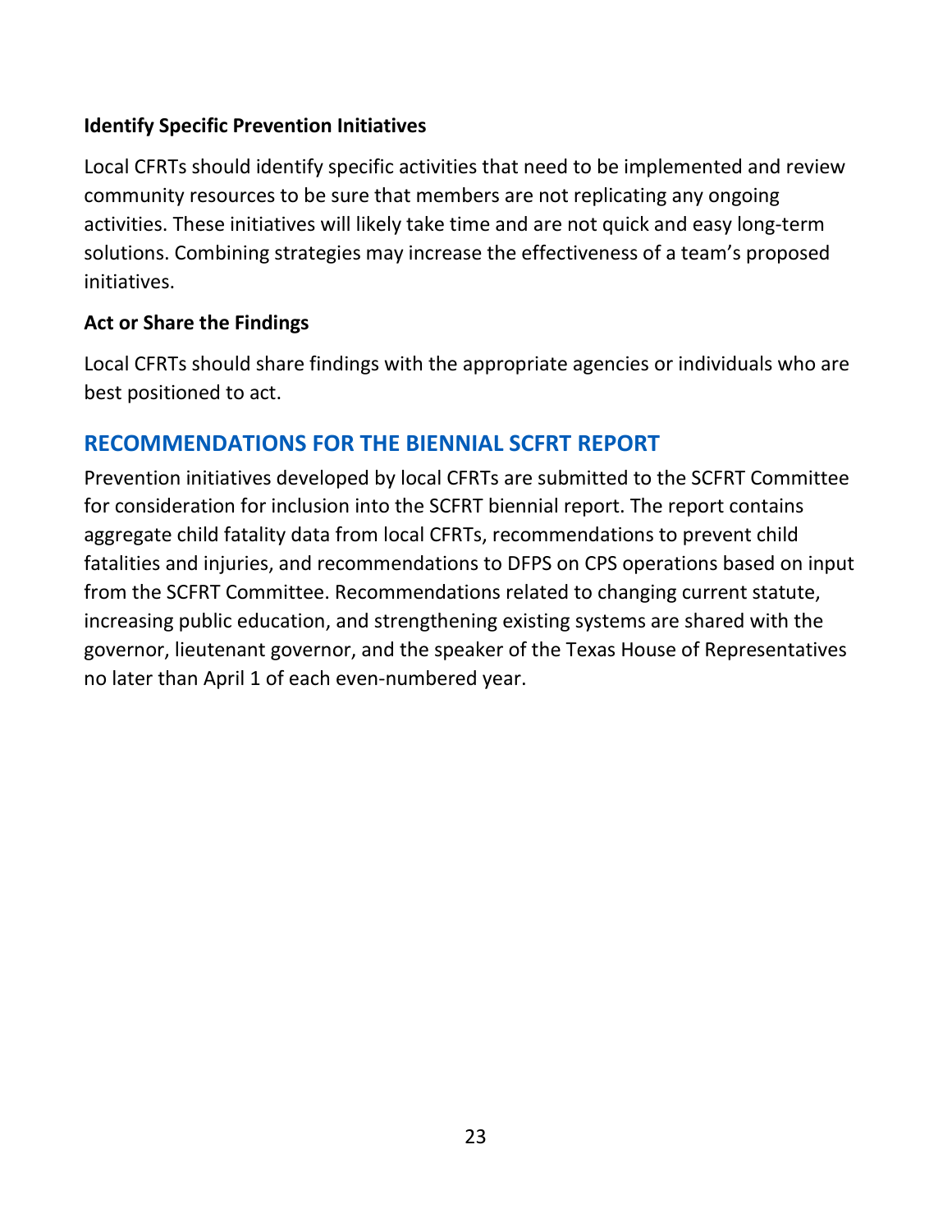**Identify Specific Prevention Initiatives**

Local CFRTs should identify specific activities that need to be implemented and review community resources to be sure that members are not replicating any ongoing activities. These initiatives will likely take time and are not quick and easy long-term solutions. Combining strategies may increase the effectiveness of a team's proposed initiatives.

**Act or Share the Findings**

Local CFRTs should share findings with the appropriate agencies or individuals who are best positioned to act.

## RECOMMENDATIONS FOR THE BIENNIAL SCFRT REPORT

Prevention initiatives developed by local CFRTs are submitted to the SCFRT Committee for consideration for inclusion into the SCFRT biennial report. The report contains aggregate child fatality data from local CFRTs, recommendations to prevent child fatalities and injuries, and recommendations to DFPS on CPS operations based on input from the SCFRT Committee. Recommendations related to changing current statute, increasing public education, and strengthening existing systems are shared with the governor, lieutenant governor, and the speaker of the Texas House of Representatives no later than April 1 of each even-numbered year.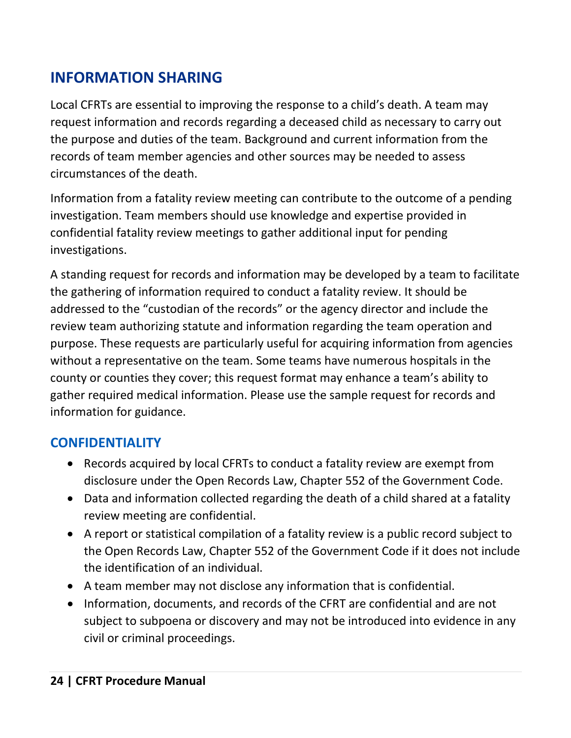## INFORMATION SHARING

Local CFRTs are essential to improving the response to a child's death. A team may request information and records regarding a deceased child as necessary to carry out the purpose and duties of the team. Background and current information from the records of team member agencies and other sources may be needed to assess circumstances of the death.

Information from a fatality review meeting can contribute to the outcome of a pending investigation. Team members should use knowledge and expertise provided in confidential fatality review meetings to gather additional input for pending investigations.

A standing request for records and information may be developed by a team to facilitate the gathering of information required to conduct a fatality review. It should be addressed to the "custodian of the records" or the agency director and include the review team authorizing statute and information regarding the team operation and purpose. These requests are particularly useful for acquiring information from agencies without a representative on the team. Some teams have numerous hospitals in the county or counties they cover; this request format may enhance a team's ability to gather required medical information. Please use the sample request for records and information for guidance.

### CONFIDENTIALITY

- Records acquired by local CFRTs to conduct a fatality review are exempt from disclosure under the Open Records Law, Chapter 552 of the Government Code.
- Data and information collected regarding the death of a child shared at a fatality review meeting are confidential.
- A report or statistical compilation of a fatality review is a public record subject to the Open Records Law, Chapter 552 of the Government Code if it does not include the identification of an individual.
- A team member may not disclose any information that is confidential.
- Information, documents, and records of the CFRT are confidential and are not subject to subpoena or discovery and may not be introduced into evidence in any civil or criminal proceedings.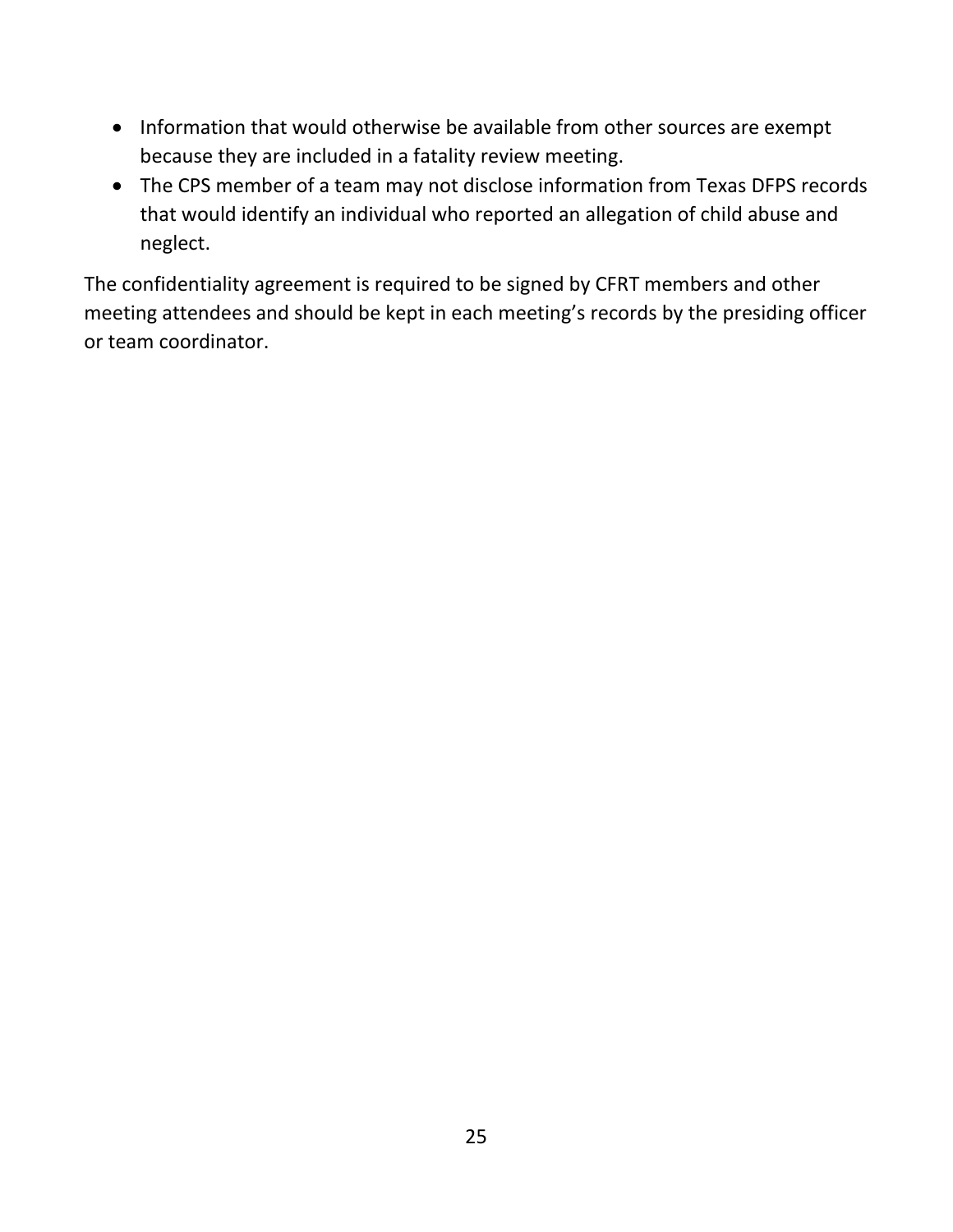- Information that would otherwise be available from other sources are exempt because they are included in a fatality review meeting.
- The CPS member of a team may not disclose information from Texas DFPS records that would identify an individual who reported an allegation of child abuse and neglect.

The confidentiality agreement is required to be signed by CFRT members and other meeting attendees and should be kept in each meeting's records by the presiding officer or team coordinator.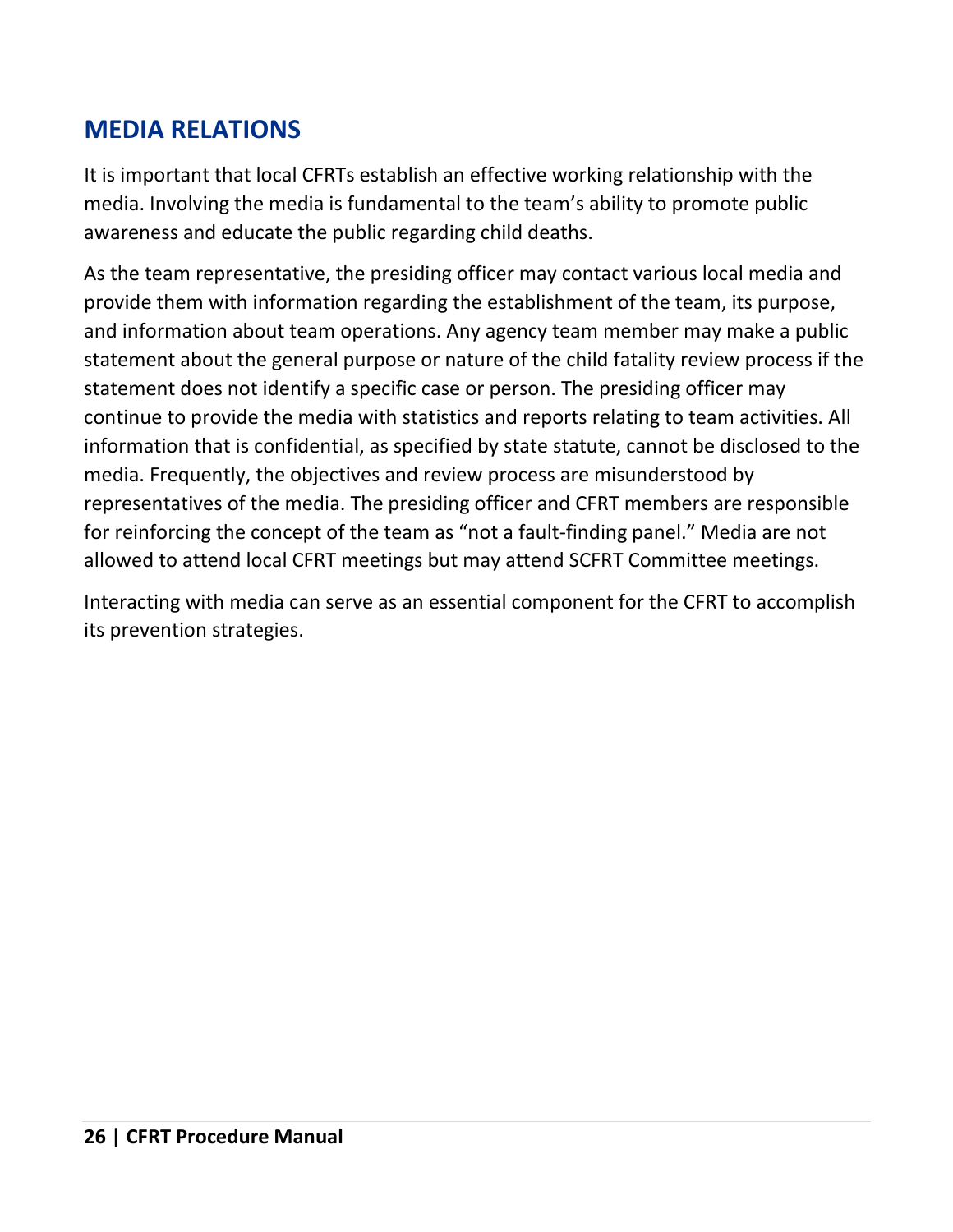## MEDIA RELATIONS

It is important that local CFRTs establish an effective working relationship with the media. Involving the media is fundamental to the team's ability to promote public awareness and educate the public regarding child deaths.

As the team representative, the presiding officer may contact various local media and provide them with information regarding the establishment of the team, its purpose, and information about team operations. Any agency team member may make a public statement about the general purpose or nature of the child fatality review process if the statement does not identify a specific case or person. The presiding officer may continue to provide the media with statistics and reports relating to team activities. All information that is confidential, as specified by state statute, cannot be disclosed to the media. Frequently, the objectives and review process are misunderstood by representatives of the media. The presiding officer and CFRT members are responsible for reinforcing the concept of the team as "not a fault-finding panel." Media are not allowed to attend local CFRT meetings but may attend SCFRT Committee meetings.

Interacting with media can serve as an essential component for the CFRT to accomplish its prevention strategies.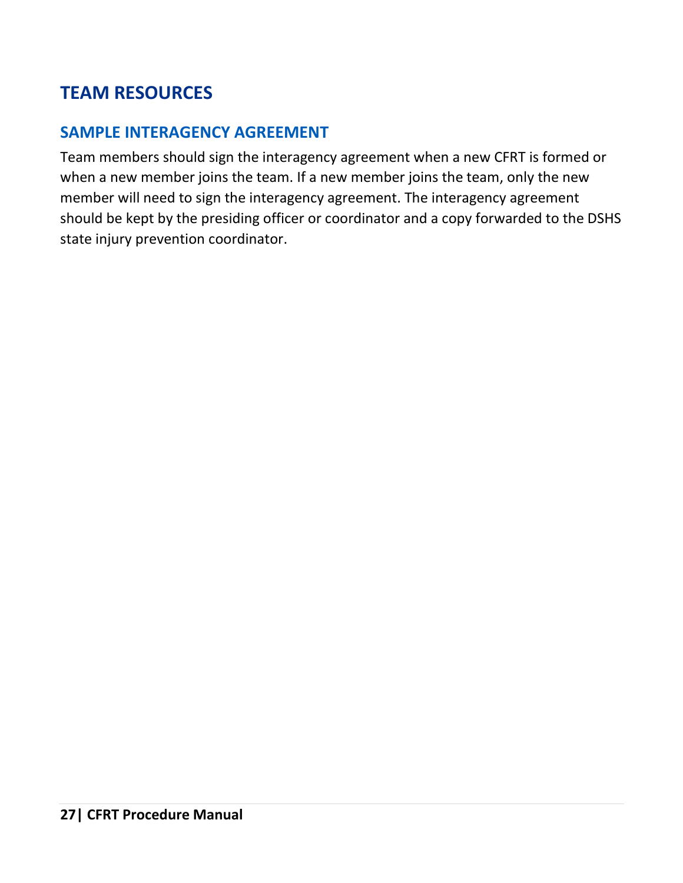# TEAM RESOURCES

## SAMPLE INTERAGENCY AGREEMENT

Team members should sign the interagency agreement when a new CFRT is formed or when a new member joins the team. If a new member joins the team, only the new member will need to sign the interagency agreement. The interagency agreement should be kept by the presiding officer or coordinator and a copy forwarded to the DSHS state injury prevention coordinator.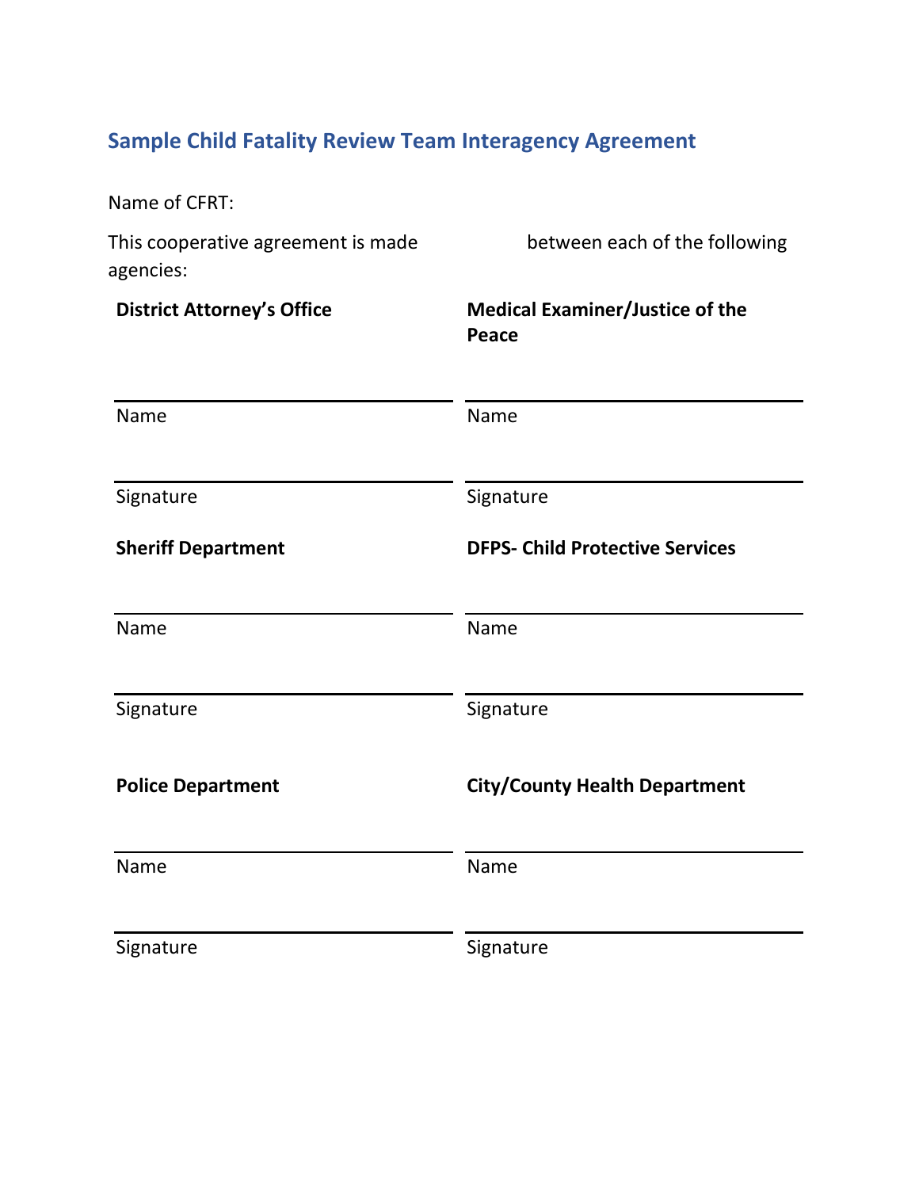## Sample Child Fatality Review Team Interagency Agreement

Name of CFRT:

This cooperative agreement is made between each of the following agencies:

| **District Attorney's Office** | **Medical Examiner/Justice of the Peace** |
|---|---|
| Name | Name |
| Signature | Signature |
| **Sheriff Department** | **DFPS- Child Protective Services** |
| Name | Name |
| Signature | Signature |
| **Police Department** | **City/County Health Department** |
| Name | Name |
| Signature | Signature |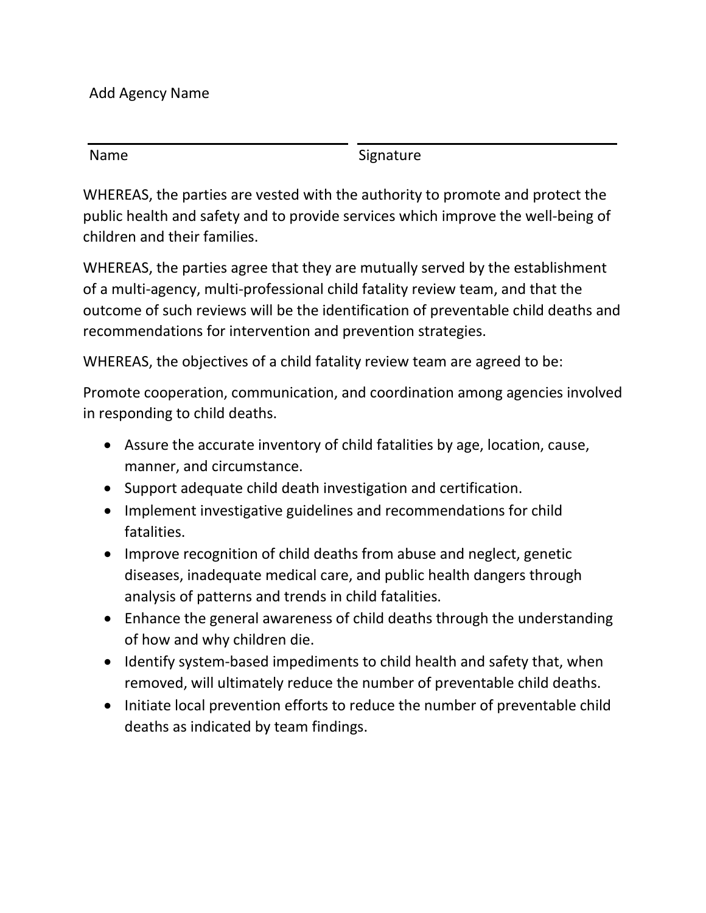Add Agency Name

| Name | Signature |
|---|---|

WHEREAS, the parties are vested with the authority to promote and protect the public health and safety and to provide services which improve the well-being of children and their families.

WHEREAS, the parties agree that they are mutually served by the establishment of a multi-agency, multi-professional child fatality review team, and that the outcome of such reviews will be the identification of preventable child deaths and recommendations for intervention and prevention strategies.

WHEREAS, the objectives of a child fatality review team are agreed to be:

Promote cooperation, communication, and coordination among agencies involved in responding to child deaths.

- Assure the accurate inventory of child fatalities by age, location, cause, manner, and circumstance.
- Support adequate child death investigation and certification.
- Implement investigative guidelines and recommendations for child fatalities.
- Improve recognition of child deaths from abuse and neglect, genetic diseases, inadequate medical care, and public health dangers through analysis of patterns and trends in child fatalities.
- Enhance the general awareness of child deaths through the understanding of how and why children die.
- Identify system-based impediments to child health and safety that, when removed, will ultimately reduce the number of preventable child deaths.
- Initiate local prevention efforts to reduce the number of preventable child deaths as indicated by team findings.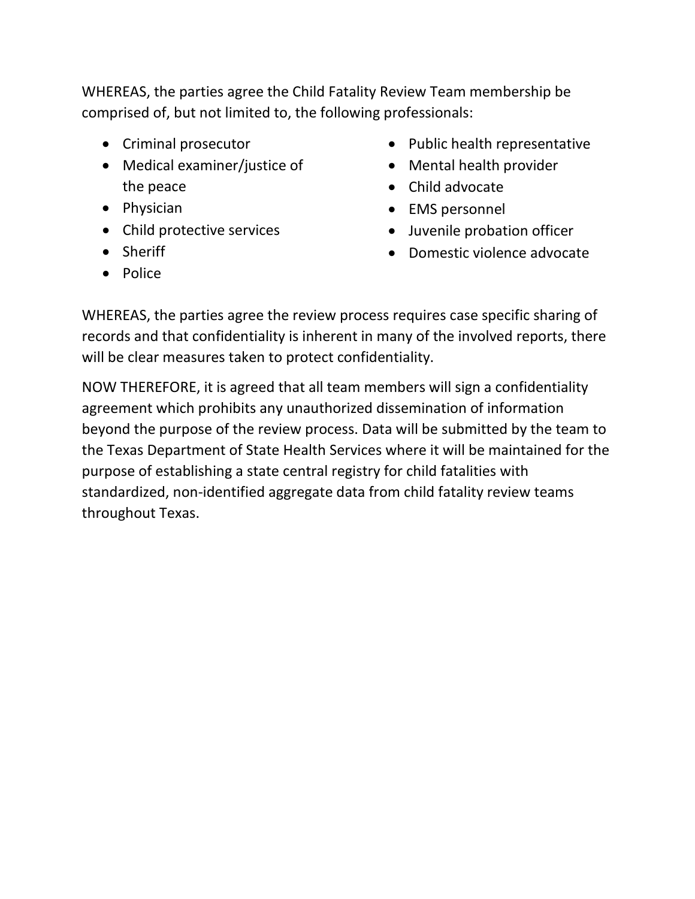WHEREAS, the parties agree the Child Fatality Review Team membership be comprised of, but not limited to, the following professionals:

- Criminal prosecutor
- Medical examiner/justice of the peace
- Physician
- Child protective services
- Sheriff
- Police
- Public health representative
- Mental health provider
- Child advocate
- EMS personnel
- Juvenile probation officer
- Domestic violence advocate

WHEREAS, the parties agree the review process requires case specific sharing of records and that confidentiality is inherent in many of the involved reports, there will be clear measures taken to protect confidentiality.

NOW THEREFORE, it is agreed that all team members will sign a confidentiality agreement which prohibits any unauthorized dissemination of information beyond the purpose of the review process. Data will be submitted by the team to the Texas Department of State Health Services where it will be maintained for the purpose of establishing a state central registry for child fatalities with standardized, non-identified aggregate data from child fatality review teams throughout Texas.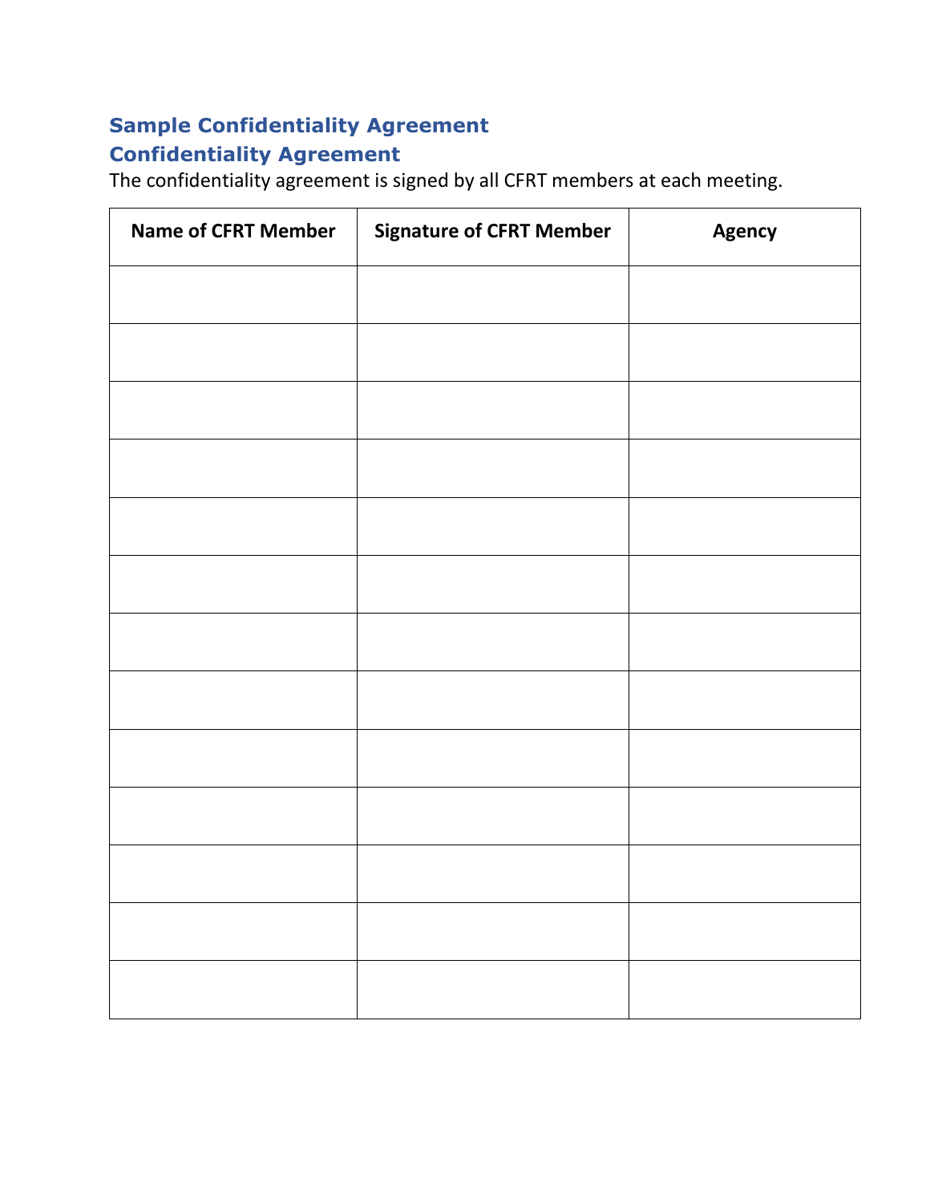## Sample Confidentiality Agreement

## Confidentiality Agreement

The confidentiality agreement is signed by all CFRT members at each meeting.

| Name of CFRT Member | Signature of CFRT Member | Agency |
|---|---|---|
| | | |
| | | |
| | | |
| | | |
| | | |
| | | |
| | | |
| | | |
| | | |
| | | |
| | | |
| | | |
| | | |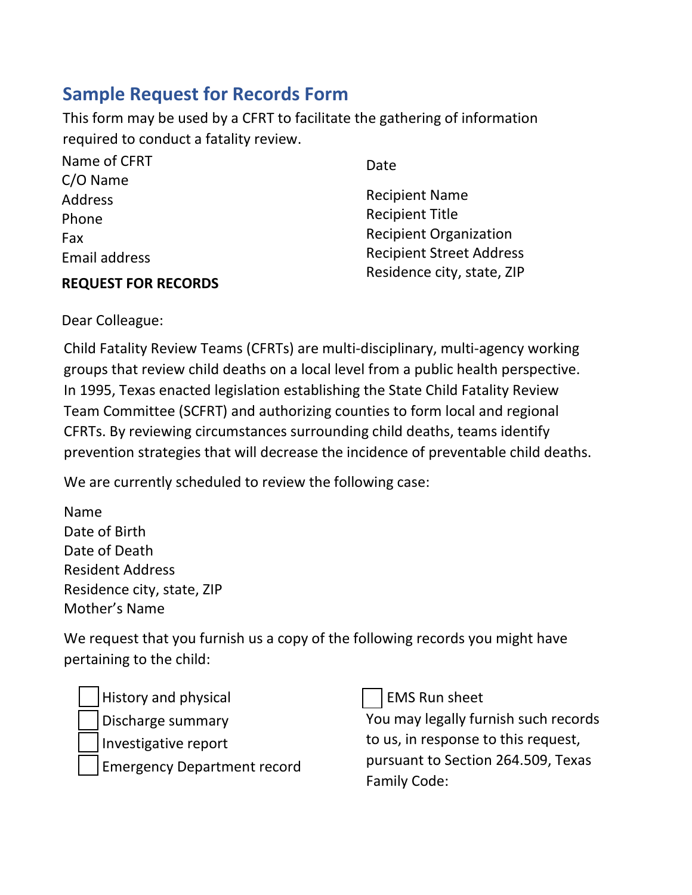## Sample Request for Records Form

This form may be used by a CFRT to facilitate the gathering of information required to conduct a fatality review.

Name of CFRT
C/O Name
Address
Phone
Fax
Email address

Date

Recipient Name
Recipient Title
Recipient Organization
Recipient Street Address
Residence city, state, ZIP

**REQUEST FOR RECORDS**

Dear Colleague:

Child Fatality Review Teams (CFRTs) are multi-disciplinary, multi-agency working groups that review child deaths on a local level from a public health perspective. In 1995, Texas enacted legislation establishing the State Child Fatality Review Team Committee (SCFRT) and authorizing counties to form local and regional CFRTs. By reviewing circumstances surrounding child deaths, teams identify prevention strategies that will decrease the incidence of preventable child deaths.

We are currently scheduled to review the following case:

Name
Date of Birth
Date of Death
Resident Address
Residence city, state, ZIP
Mother's Name

We request that you furnish us a copy of the following records you might have pertaining to the child:

- [ ] History and physical
- [ ] Discharge summary
- [ ] Investigative report
- [ ] Emergency Department record
- [ ] EMS Run sheet

You may legally furnish such records to us, in response to this request, pursuant to Section 264.509, Texas Family Code: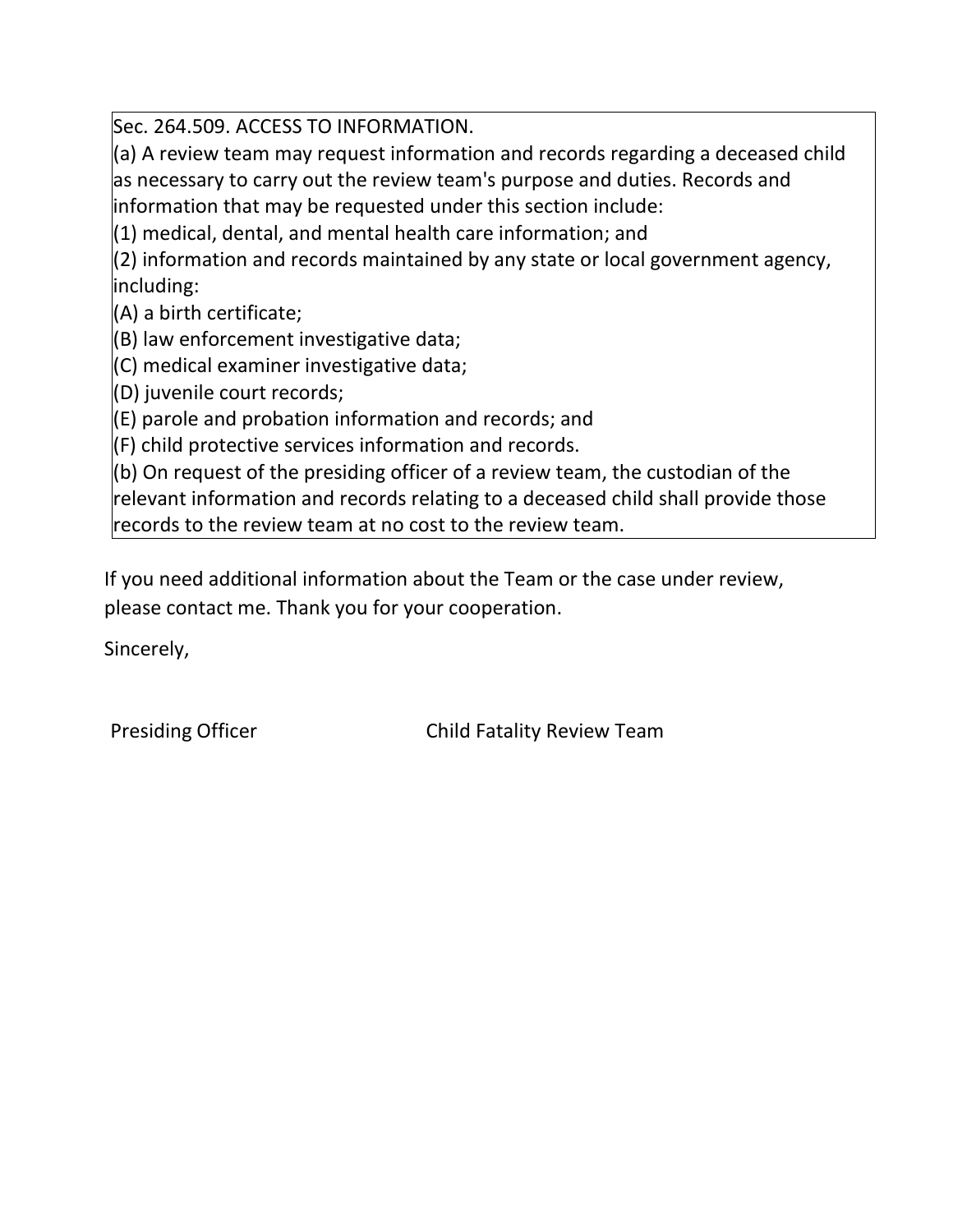Sec. 264.509. ACCESS TO INFORMATION.

(a) A review team may request information and records regarding a deceased child as necessary to carry out the review team's purpose and duties. Records and information that may be requested under this section include:

(1) medical, dental, and mental health care information; and

(2) information and records maintained by any state or local government agency, including:

(A) a birth certificate;

(B) law enforcement investigative data;

(C) medical examiner investigative data;

(D) juvenile court records;

(E) parole and probation information and records; and

(F) child protective services information and records.

(b) On request of the presiding officer of a review team, the custodian of the relevant information and records relating to a deceased child shall provide those records to the review team at no cost to the review team.

If you need additional information about the Team or the case under review, please contact me. Thank you for your cooperation.

Sincerely,

Presiding Officer Child Fatality Review Team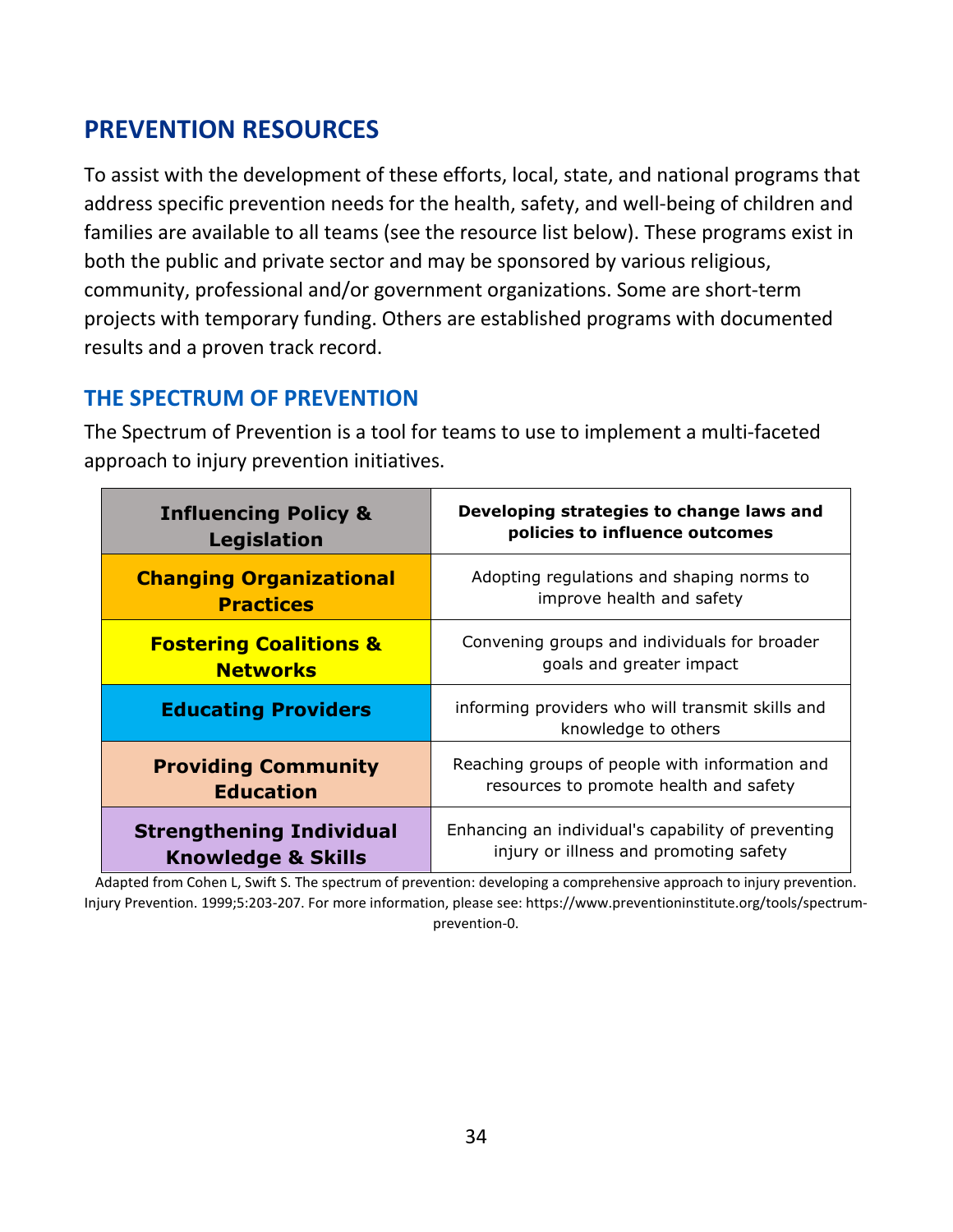## PREVENTION RESOURCES

To assist with the development of these efforts, local, state, and national programs that address specific prevention needs for the health, safety, and well-being of children and families are available to all teams (see the resource list below). These programs exist in both the public and private sector and may be sponsored by various religious, community, professional and/or government organizations. Some are short-term projects with temporary funding. Others are established programs with documented results and a proven track record.

### THE SPECTRUM OF PREVENTION

The Spectrum of Prevention is a tool for teams to use to implement a multi-faceted approach to injury prevention initiatives.

| **Influencing Policy & Legislation** | **Developing strategies to change laws and policies to influence outcomes** |
|---|---|
| **Changing Organizational Practices** | Adopting regulations and shaping norms to improve health and safety |
| **Fostering Coalitions & Networks** | Convening groups and individuals for broader goals and greater impact |
| **Educating Providers** | informing providers who will transmit skills and knowledge to others |
| **Providing Community Education** | Reaching groups of people with information and resources to promote health and safety |
| **Strengthening Individual Knowledge & Skills** | Enhancing an individual's capability of preventing injury or illness and promoting safety |

Adapted from Cohen L, Swift S. The spectrum of prevention: developing a comprehensive approach to injury prevention. Injury Prevention. 1999;5:203-207. For more information, please see: https://www.preventioninstitute.org/tools/spectrum-prevention-0.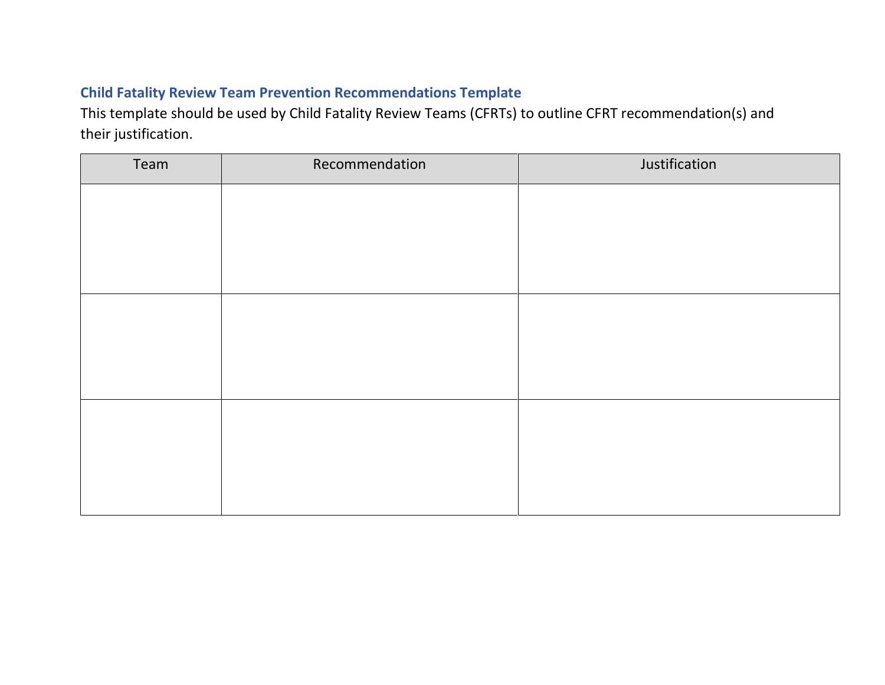### Child Fatality Review Team Prevention Recommendations Template

This template should be used by Child Fatality Review Teams (CFRTs) to outline CFRT recommendation(s) and their justification.

| Team | Recommendation | Justification |
| --- | --- | --- |
| | | |
| | | |
| | | |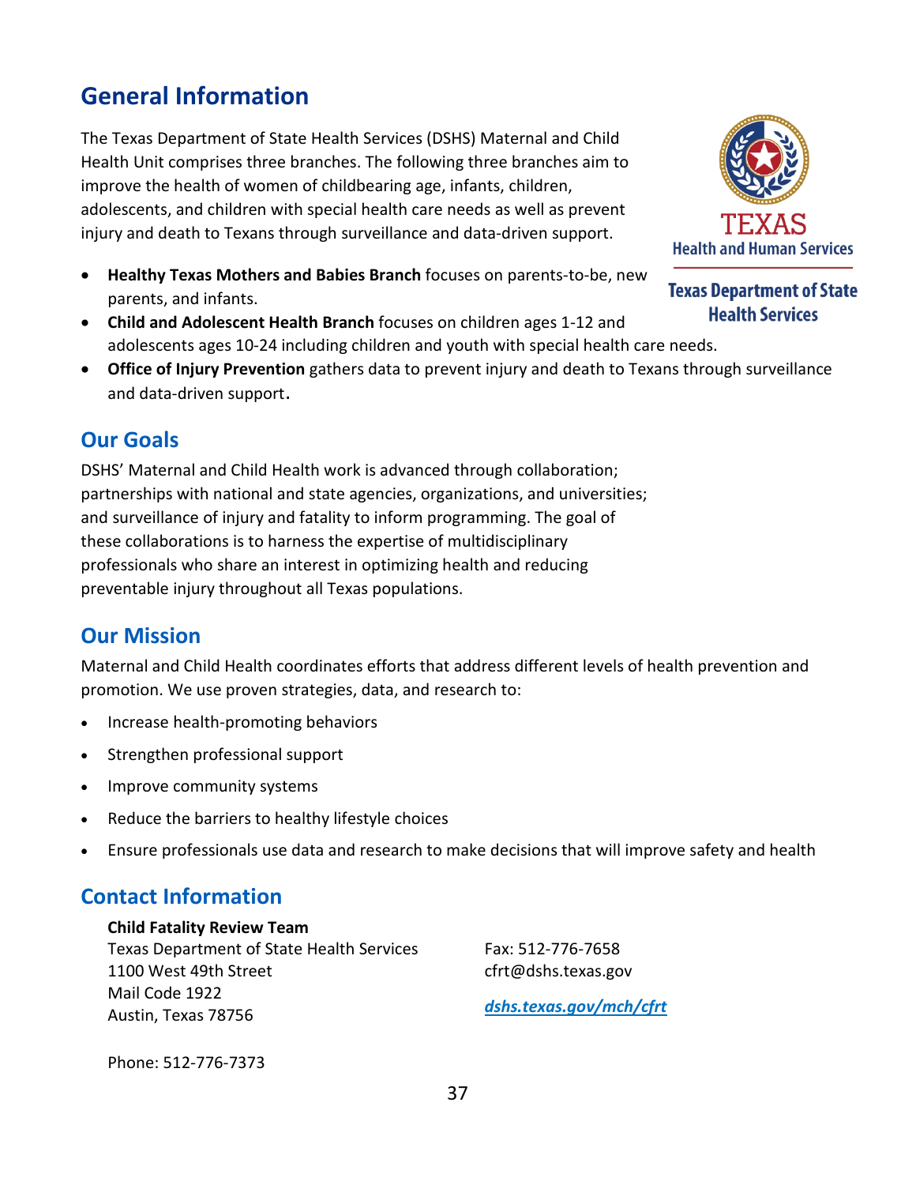## General Information

The Texas Department of State Health Services (DSHS) Maternal and Child Health Unit comprises three branches. The following three branches aim to improve the health of women of childbearing age, infants, children, adolescents, and children with special health care needs as well as prevent injury and death to Texans through surveillance and data-driven support.

TEXAS Health and Human Services

Texas Department of State Health Services

- **Healthy Texas Mothers and Babies Branch** focuses on parents-to-be, new parents, and infants.
- **Child and Adolescent Health Branch** focuses on children ages 1-12 and adolescents ages 10-24 including children and youth with special health care needs.
- **Office of Injury Prevention** gathers data to prevent injury and death to Texans through surveillance and data-driven support.

### Our Goals

DSHS' Maternal and Child Health work is advanced through collaboration; partnerships with national and state agencies, organizations, and universities; and surveillance of injury and fatality to inform programming. The goal of these collaborations is to harness the expertise of multidisciplinary professionals who share an interest in optimizing health and reducing preventable injury throughout all Texas populations.

### Our Mission

Maternal and Child Health coordinates efforts that address different levels of health prevention and promotion. We use proven strategies, data, and research to:

- Increase health-promoting behaviors
- Strengthen professional support
- Improve community systems
- Reduce the barriers to healthy lifestyle choices
- Ensure professionals use data and research to make decisions that will improve safety and health

### Contact Information

**Child Fatality Review Team**
Texas Department of State Health Services
1100 West 49th Street
Mail Code 1922
Austin, Texas 78756

Phone: 512-776-7373

Fax: 512-776-7658
cfrt@dshs.texas.gov

*dshs.texas.gov/mch/cfrt*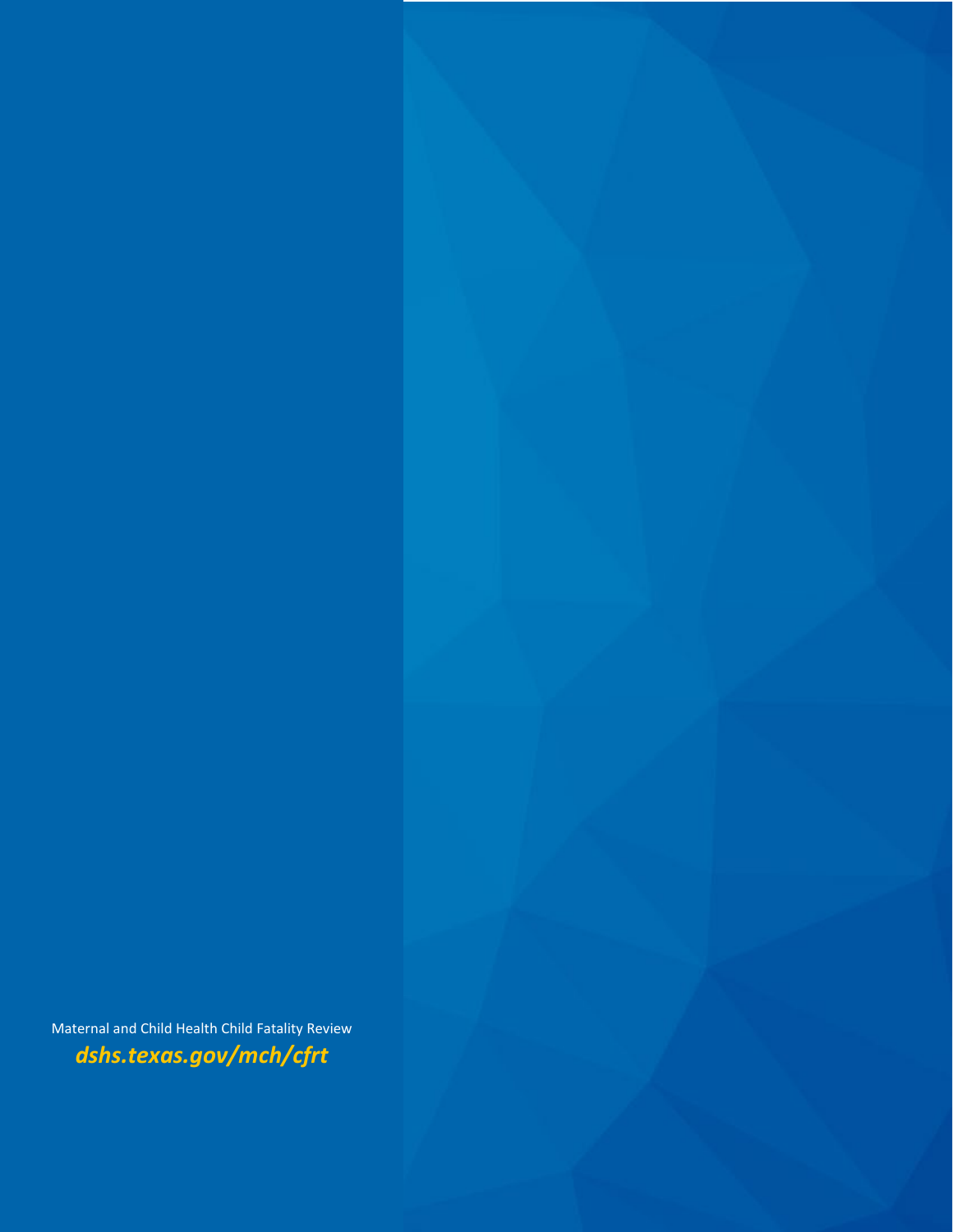Maternal and Child Health Child Fatality Review

***dshs.texas.gov/mch/cfrt***